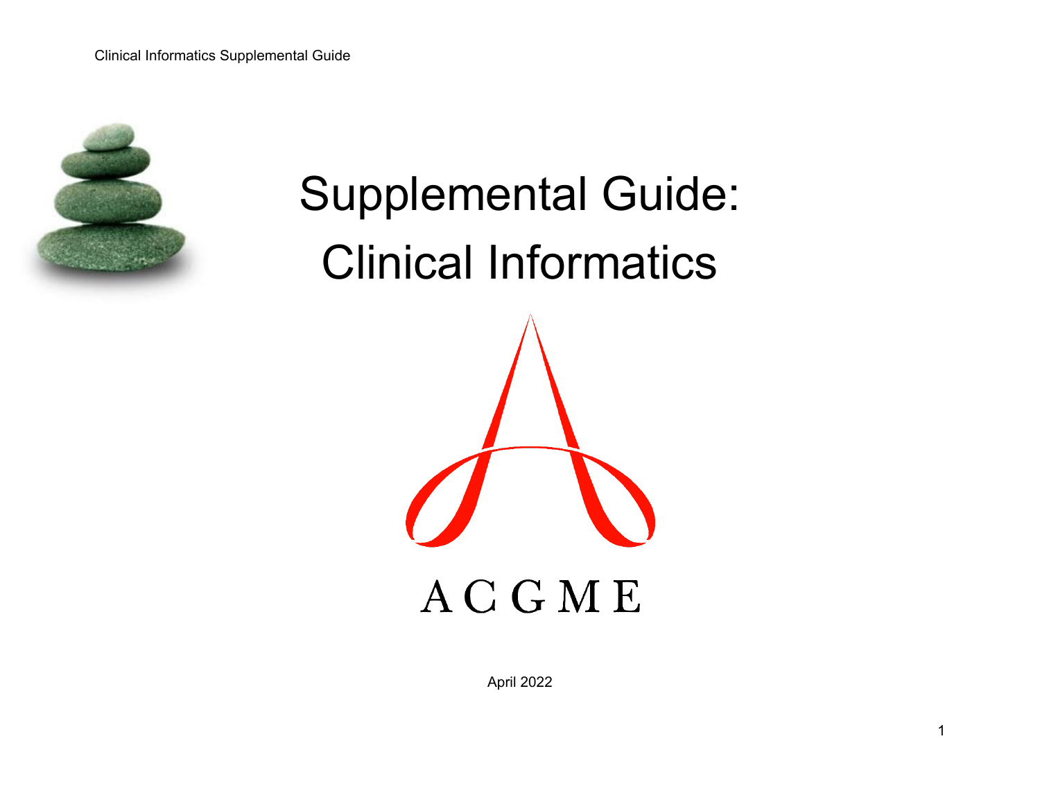# Supplemental Guide: Clinical Informatics

ACGME

April 2022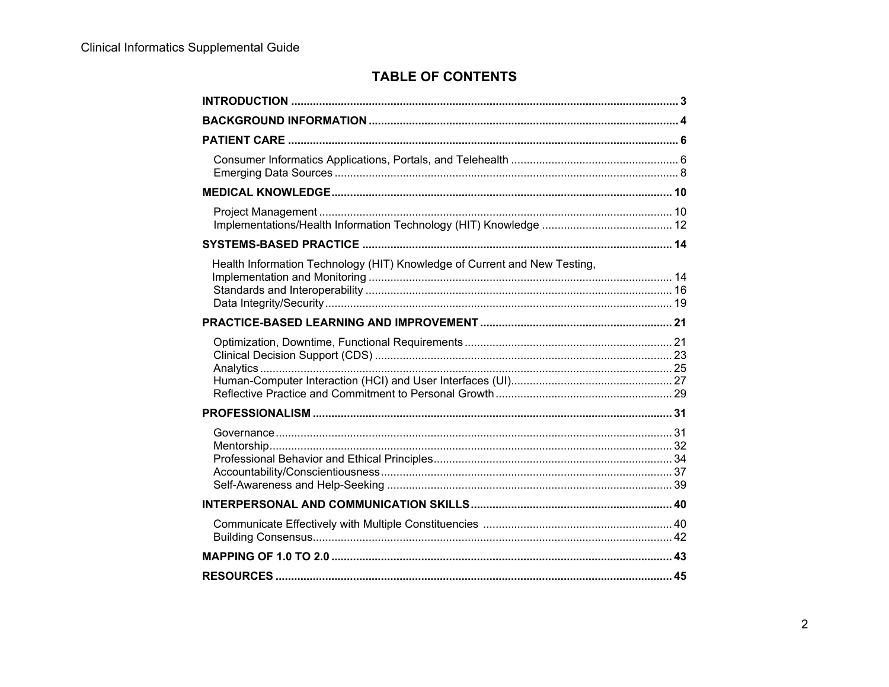## TABLE OF CONTENTS

**INTRODUCTION** ........................................................................ **3**

**BACKGROUND INFORMATION** ................................................... **4**

**PATIENT CARE** ........................................................................ **6**

- Consumer Informatics Applications, Portals, and Telehealth ........................ 6
- Emerging Data Sources ........................................................................ 8

**MEDICAL KNOWLEDGE** ........................................................... **10**

- Project Management ........................................................................ 10
- Implementations/Health Information Technology (HIT) Knowledge ........................ 12

**SYSTEMS-BASED PRACTICE** ...................................................... **14**

- Health Information Technology (HIT) Knowledge of Current and New Testing, Implementation and Monitoring ........................ 14
- Standards and Interoperability ........................................................................ 16
- Data Integrity/Security ........................................................................ 19

**PRACTICE-BASED LEARNING AND IMPROVEMENT** ........................ **21**

- Optimization, Downtime, Functional Requirements ........................ 21
- Clinical Decision Support (CDS) ........................................................................ 23
- Analytics ........................................................................ 25
- Human-Computer Interaction (HCI) and User Interfaces (UI) ........................ 27
- Reflective Practice and Commitment to Personal Growth ........................ 29

**PROFESSIONALISM** ................................................................. **31**

- Governance ........................................................................ 31
- Mentorship ........................................................................ 32
- Professional Behavior and Ethical Principles ........................ 34
- Accountability/Conscientiousness ........................................................................ 37
- Self-Awareness and Help-Seeking ........................................................................ 39

**INTERPERSONAL AND COMMUNICATION SKILLS** ........................ **40**

- Communicate Effectively with Multiple Constituencies ........................ 40
- Building Consensus ........................................................................ 42

**MAPPING OF 1.0 TO 2.0** ........................................................... **43**

**RESOURCES** ........................................................................... **45**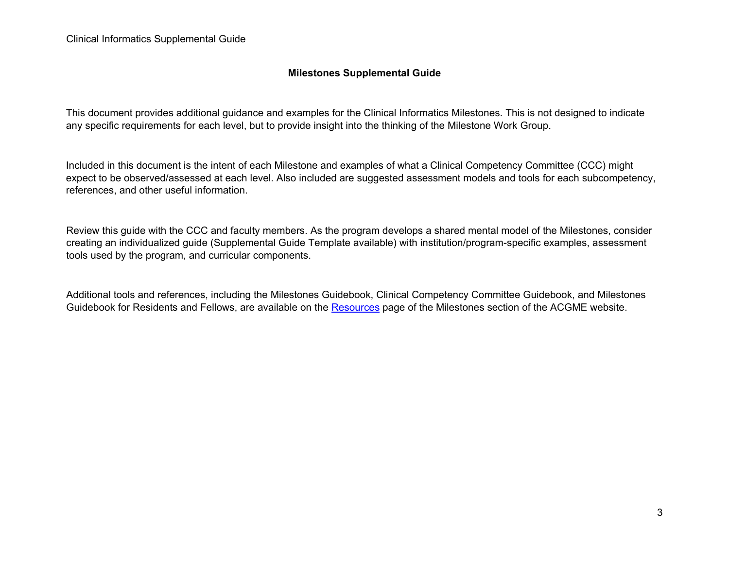# Milestones Supplemental Guide

This document provides additional guidance and examples for the Clinical Informatics Milestones. This is not designed to indicate any specific requirements for each level, but to provide insight into the thinking of the Milestone Work Group.

Included in this document is the intent of each Milestone and examples of what a Clinical Competency Committee (CCC) might expect to be observed/assessed at each level. Also included are suggested assessment models and tools for each subcompetency, references, and other useful information.

Review this guide with the CCC and faculty members. As the program develops a shared mental model of the Milestones, consider creating an individualized guide (Supplemental Guide Template available) with institution/program-specific examples, assessment tools used by the program, and curricular components.

Additional tools and references, including the Milestones Guidebook, Clinical Competency Committee Guidebook, and Milestones Guidebook for Residents and Fellows, are available on the Resources page of the Milestones section of the ACGME website.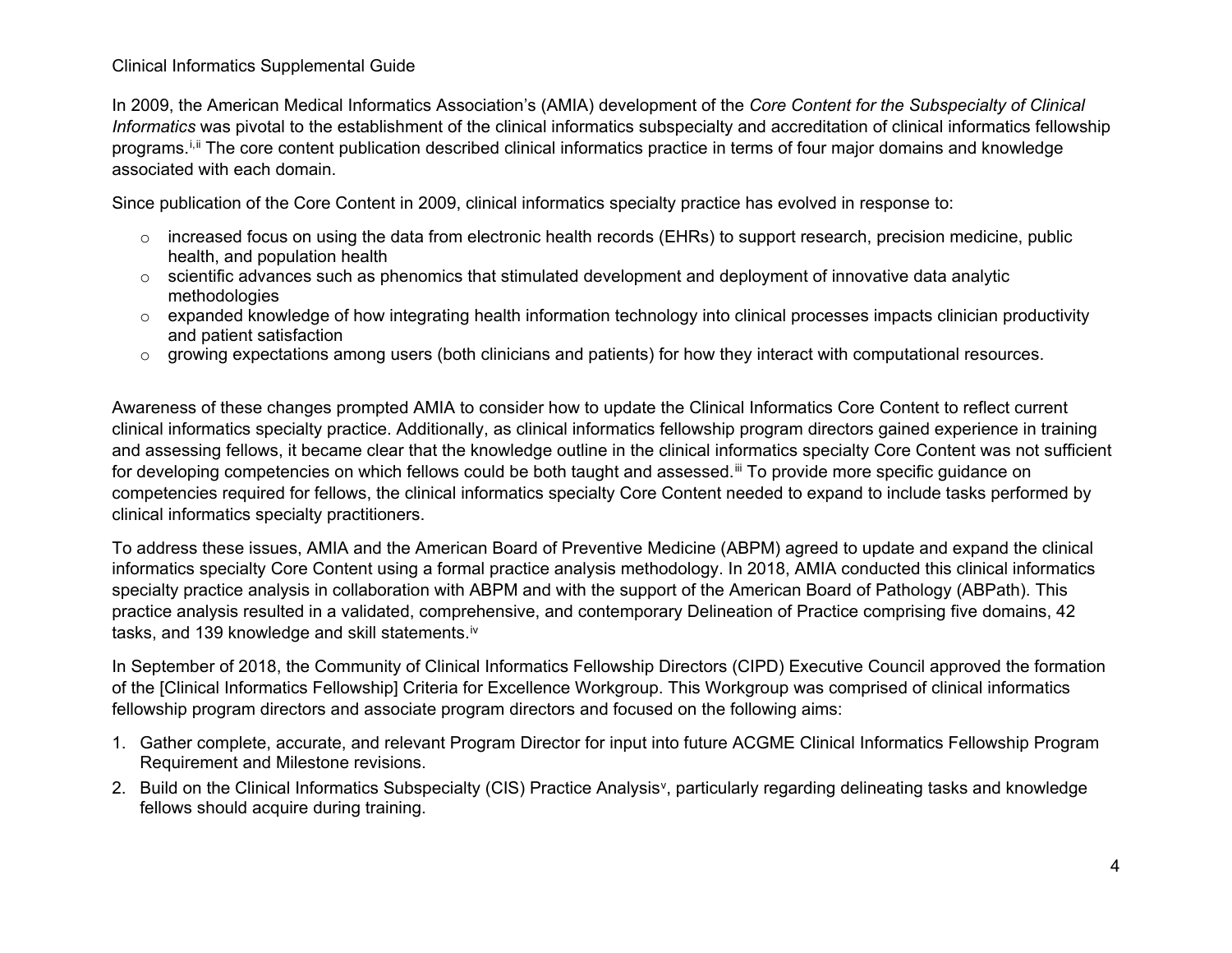In 2009, the American Medical Informatics Association's (AMIA) development of the *Core Content for the Subspecialty of Clinical Informatics* was pivotal to the establishment of the clinical informatics subspecialty and accreditation of clinical informatics fellowship programs.[i,ii] The core content publication described clinical informatics practice in terms of four major domains and knowledge associated with each domain.

Since publication of the Core Content in 2009, clinical informatics specialty practice has evolved in response to:

- increased focus on using the data from electronic health records (EHRs) to support research, precision medicine, public health, and population health
- scientific advances such as phenomics that stimulated development and deployment of innovative data analytic methodologies
- expanded knowledge of how integrating health information technology into clinical processes impacts clinician productivity and patient satisfaction
- growing expectations among users (both clinicians and patients) for how they interact with computational resources.

Awareness of these changes prompted AMIA to consider how to update the Clinical Informatics Core Content to reflect current clinical informatics specialty practice. Additionally, as clinical informatics fellowship program directors gained experience in training and assessing fellows, it became clear that the knowledge outline in the clinical informatics specialty Core Content was not sufficient for developing competencies on which fellows could be both taught and assessed.[iii] To provide more specific guidance on competencies required for fellows, the clinical informatics specialty Core Content needed to expand to include tasks performed by clinical informatics specialty practitioners.

To address these issues, AMIA and the American Board of Preventive Medicine (ABPM) agreed to update and expand the clinical informatics specialty Core Content using a formal practice analysis methodology. In 2018, AMIA conducted this clinical informatics specialty practice analysis in collaboration with ABPM and with the support of the American Board of Pathology (ABPath). This practice analysis resulted in a validated, comprehensive, and contemporary Delineation of Practice comprising five domains, 42 tasks, and 139 knowledge and skill statements.[iv]

In September of 2018, the Community of Clinical Informatics Fellowship Directors (CIPD) Executive Council approved the formation of the [Clinical Informatics Fellowship] Criteria for Excellence Workgroup. This Workgroup was comprised of clinical informatics fellowship program directors and associate program directors and focused on the following aims:

1. Gather complete, accurate, and relevant Program Director for input into future ACGME Clinical Informatics Fellowship Program Requirement and Milestone revisions.
2. Build on the Clinical Informatics Subspecialty (CIS) Practice Analysis[v], particularly regarding delineating tasks and knowledge fellows should acquire during training.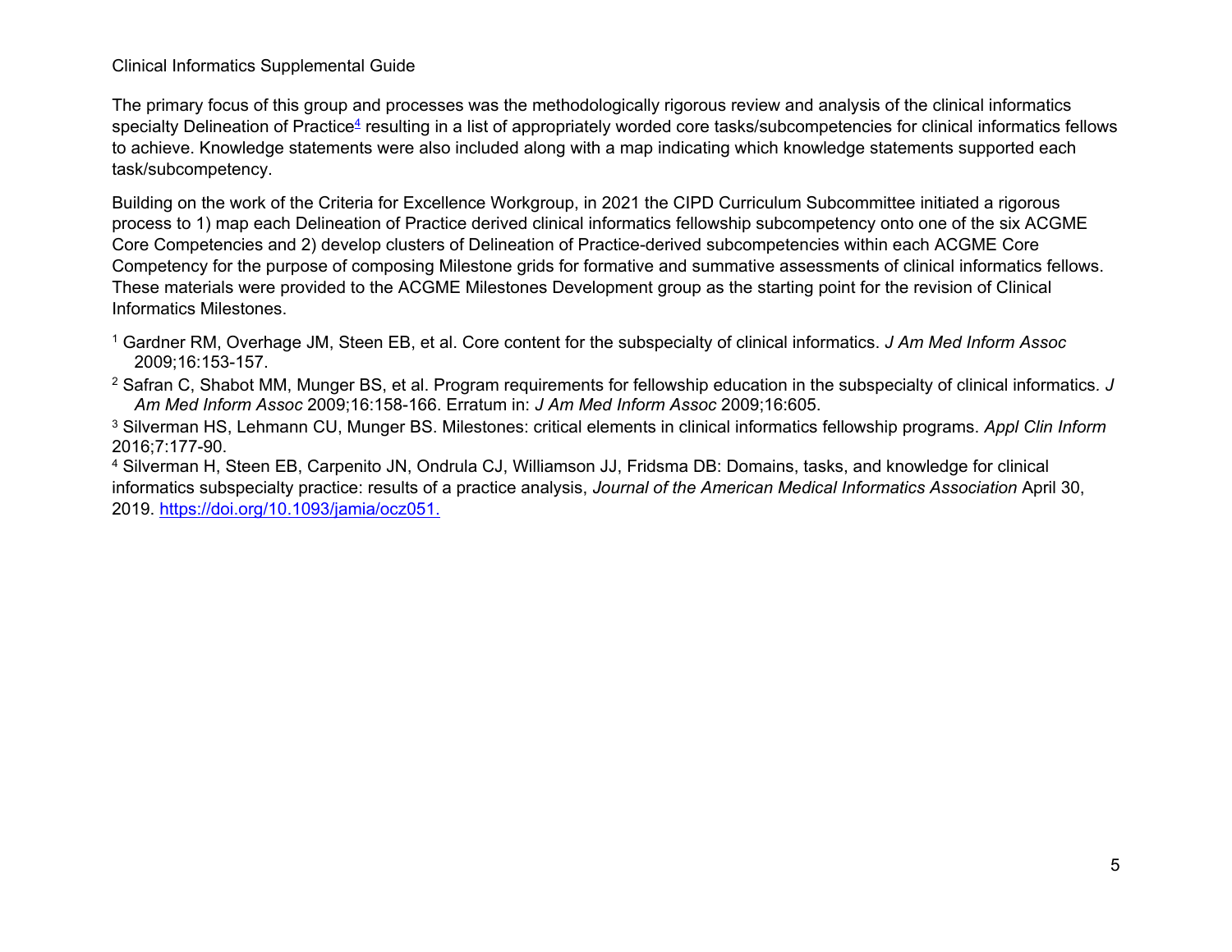The primary focus of this group and processes was the methodologically rigorous review and analysis of the clinical informatics specialty Delineation of Practice[4] resulting in a list of appropriately worded core tasks/subcompetencies for clinical informatics fellows to achieve. Knowledge statements were also included along with a map indicating which knowledge statements supported each task/subcompetency.

Building on the work of the Criteria for Excellence Workgroup, in 2021 the CIPD Curriculum Subcommittee initiated a rigorous process to 1) map each Delineation of Practice derived clinical informatics fellowship subcompetency onto one of the six ACGME Core Competencies and 2) develop clusters of Delineation of Practice-derived subcompetencies within each ACGME Core Competency for the purpose of composing Milestone grids for formative and summative assessments of clinical informatics fellows. These materials were provided to the ACGME Milestones Development group as the starting point for the revision of Clinical Informatics Milestones.

[1] Gardner RM, Overhage JM, Steen EB, et al. Core content for the subspecialty of clinical informatics. *J Am Med Inform Assoc* 2009;16:153-157.

[2] Safran C, Shabot MM, Munger BS, et al. Program requirements for fellowship education in the subspecialty of clinical informatics. *J Am Med Inform Assoc* 2009;16:158-166. Erratum in: *J Am Med Inform Assoc* 2009;16:605.

[3] Silverman HS, Lehmann CU, Munger BS. Milestones: critical elements in clinical informatics fellowship programs. *Appl Clin Inform* 2016;7:177-90.

[4] Silverman H, Steen EB, Carpenito JN, Ondrula CJ, Williamson JJ, Fridsma DB: Domains, tasks, and knowledge for clinical informatics subspecialty practice: results of a practice analysis, *Journal of the American Medical Informatics Association* April 30, 2019. https://doi.org/10.1093/jamia/ocz051.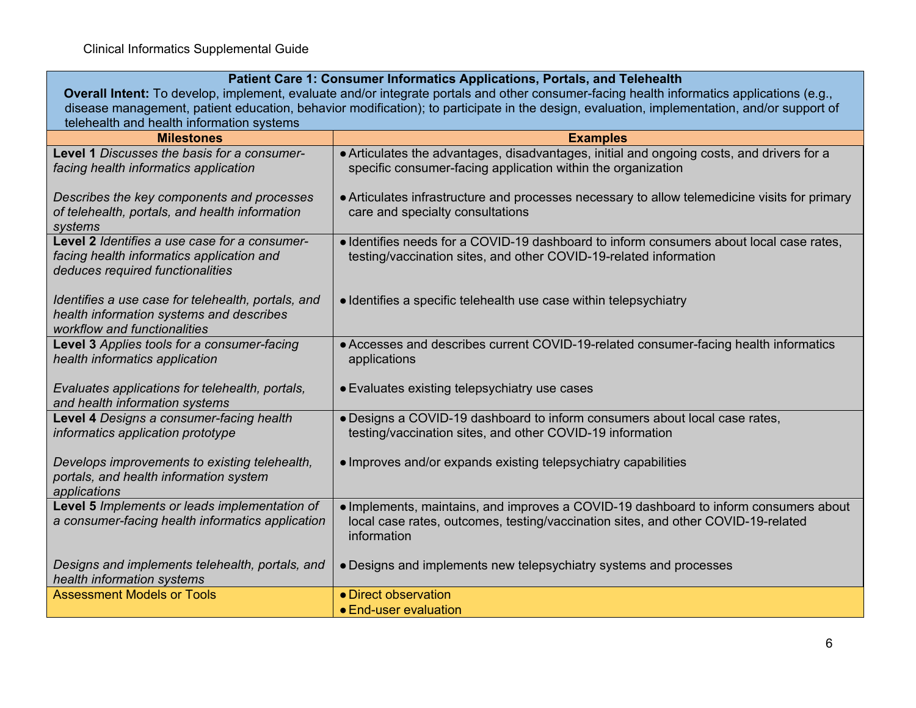| **Patient Care 1: Consumer Informatics Applications, Portals, and Telehealth**<br>**Overall Intent:** To develop, implement, evaluate and/or integrate portals and other consumer-facing health informatics applications (e.g., disease management, patient education, behavior modification); to participate in the design, evaluation, implementation, and/or support of telehealth and health information systems | |
|---|---|
| **Milestones** | **Examples** |
| **Level 1** *Discusses the basis for a consumer-facing health informatics application*<br><br>*Describes the key components and processes of telehealth, portals, and health information systems* | • Articulates the advantages, disadvantages, initial and ongoing costs, and drivers for a specific consumer-facing application within the organization<br><br>• Articulates infrastructure and processes necessary to allow telemedicine visits for primary care and specialty consultations |
| **Level 2** *Identifies a use case for a consumer-facing health informatics application and deduces required functionalities*<br><br>*Identifies a use case for telehealth, portals, and health information systems and describes workflow and functionalities* | • Identifies needs for a COVID-19 dashboard to inform consumers about local case rates, testing/vaccination sites, and other COVID-19-related information<br><br>• Identifies a specific telehealth use case within telepsychiatry |
| **Level 3** *Applies tools for a consumer-facing health informatics application*<br><br>*Evaluates applications for telehealth, portals, and health information systems* | • Accesses and describes current COVID-19-related consumer-facing health informatics applications<br><br>• Evaluates existing telepsychiatry use cases |
| **Level 4** *Designs a consumer-facing health informatics application prototype*<br><br>*Develops improvements to existing telehealth, portals, and health information system applications* | • Designs a COVID-19 dashboard to inform consumers about local case rates, testing/vaccination sites, and other COVID-19 information<br><br>• Improves and/or expands existing telepsychiatry capabilities |
| **Level 5** *Implements or leads implementation of a consumer-facing health informatics application*<br><br>*Designs and implements telehealth, portals, and health information systems* | • Implements, maintains, and improves a COVID-19 dashboard to inform consumers about local case rates, outcomes, testing/vaccination sites, and other COVID-19-related information<br><br>• Designs and implements new telepsychiatry systems and processes |
| Assessment Models or Tools | • Direct observation<br>• End-user evaluation |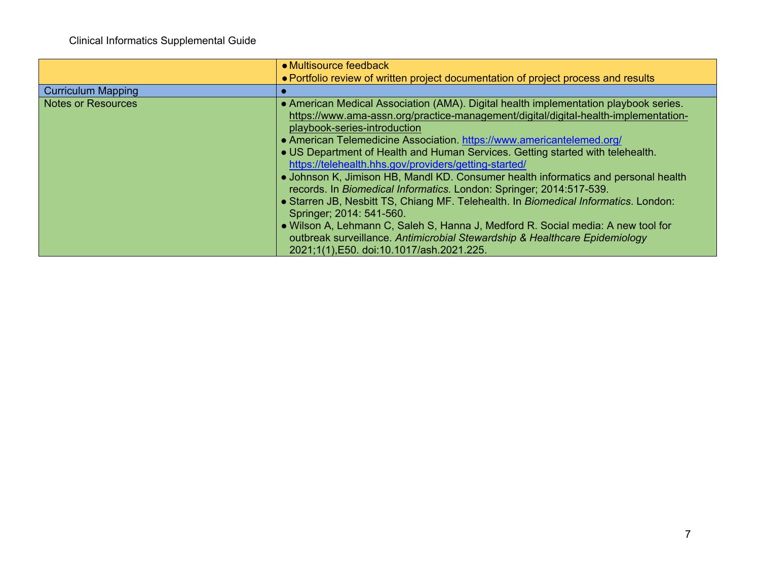| | |
|---|---|
| | • Multisource feedback<br>• Portfolio review of written project documentation of project process and results |
| Curriculum Mapping | • |
| Notes or Resources | • American Medical Association (AMA). Digital health implementation playbook series. https://www.ama-assn.org/practice-management/digital/digital-health-implementation-playbook-series-introduction<br>• American Telemedicine Association. https://www.americantelemed.org/<br>• US Department of Health and Human Services. Getting started with telehealth. https://telehealth.hhs.gov/providers/getting-started/<br>• Johnson K, Jimison HB, Mandl KD. Consumer health informatics and personal health records. In *Biomedical Informatics.* London: Springer; 2014:517-539.<br>• Starren JB, Nesbitt TS, Chiang MF. Telehealth. In *Biomedical Informatics*. London: Springer; 2014: 541-560.<br>• Wilson A, Lehmann C, Saleh S, Hanna J, Medford R. Social media: A new tool for outbreak surveillance. *Antimicrobial Stewardship & Healthcare Epidemiology* 2021;1(1),E50. doi:10.1017/ash.2021.225. |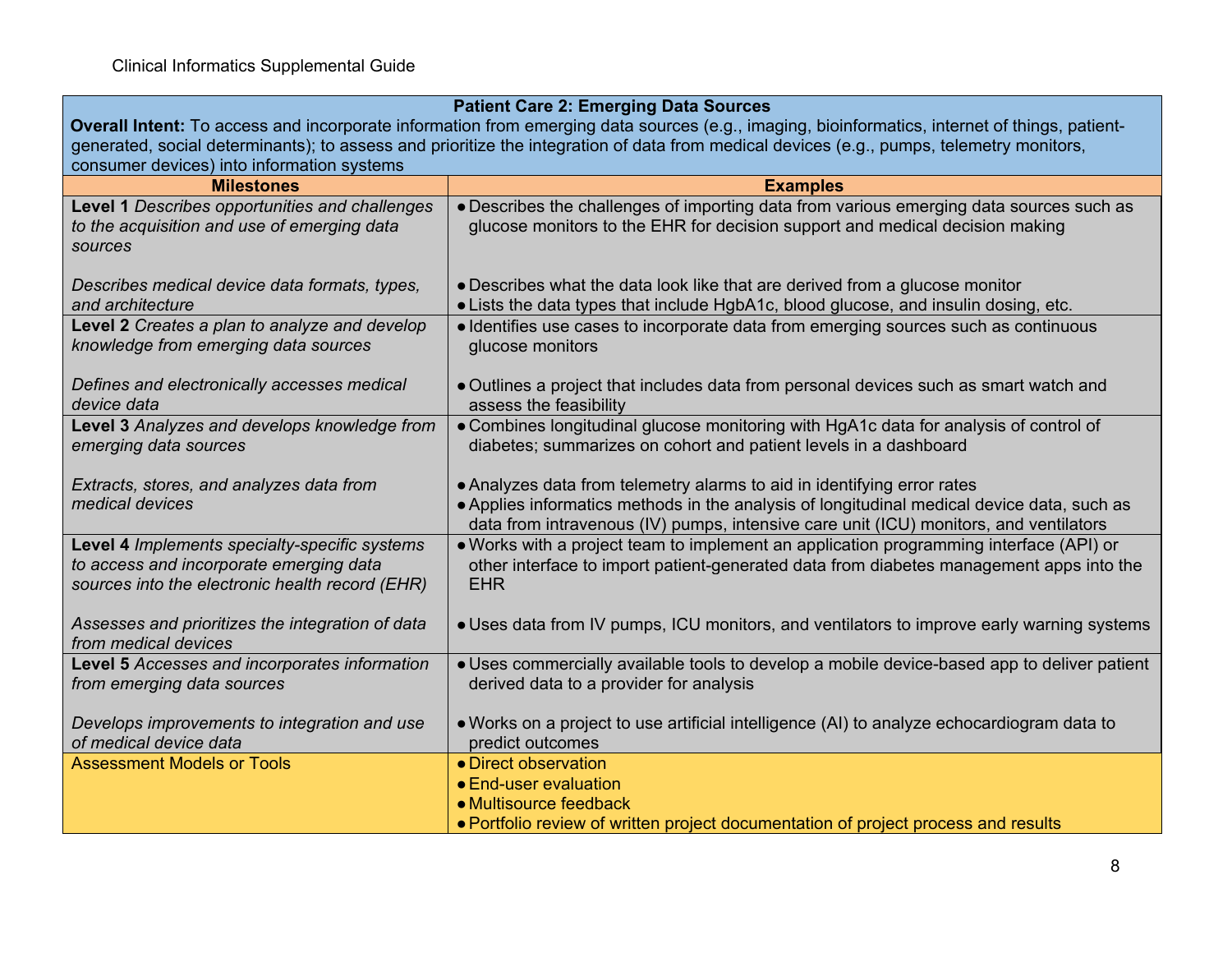| **Patient Care 2: Emerging Data Sources**<br>**Overall Intent:** To access and incorporate information from emerging data sources (e.g., imaging, bioinformatics, internet of things, patient-generated, social determinants); to assess and prioritize the integration of data from medical devices (e.g., pumps, telemetry monitors, consumer devices) into information systems | |
|---|---|
| **Milestones** | **Examples** |
| **Level 1** *Describes opportunities and challenges to the acquisition and use of emerging data sources*<br><br>*Describes medical device data formats, types, and architecture* | • Describes the challenges of importing data from various emerging data sources such as glucose monitors to the EHR for decision support and medical decision making<br><br>• Describes what the data look like that are derived from a glucose monitor<br>• Lists the data types that include HgbA1c, blood glucose, and insulin dosing, etc. |
| **Level 2** *Creates a plan to analyze and develop knowledge from emerging data sources*<br><br>*Defines and electronically accesses medical device data* | • Identifies use cases to incorporate data from emerging sources such as continuous glucose monitors<br><br>• Outlines a project that includes data from personal devices such as smart watch and assess the feasibility |
| **Level 3** *Analyzes and develops knowledge from emerging data sources*<br><br>*Extracts, stores, and analyzes data from medical devices* | • Combines longitudinal glucose monitoring with HgA1c data for analysis of control of diabetes; summarizes on cohort and patient levels in a dashboard<br><br>• Analyzes data from telemetry alarms to aid in identifying error rates<br>• Applies informatics methods in the analysis of longitudinal medical device data, such as data from intravenous (IV) pumps, intensive care unit (ICU) monitors, and ventilators |
| **Level 4** *Implements specialty-specific systems to access and incorporate emerging data sources into the electronic health record (EHR)*<br><br>*Assesses and prioritizes the integration of data from medical devices* | • Works with a project team to implement an application programming interface (API) or other interface to import patient-generated data from diabetes management apps into the EHR<br><br>• Uses data from IV pumps, ICU monitors, and ventilators to improve early warning systems |
| **Level 5** *Accesses and incorporates information from emerging data sources*<br><br>*Develops improvements to integration and use of medical device data* | • Uses commercially available tools to develop a mobile device-based app to deliver patient derived data to a provider for analysis<br><br>• Works on a project to use artificial intelligence (AI) to analyze echocardiogram data to predict outcomes |
| Assessment Models or Tools | • Direct observation<br>• End-user evaluation<br>• Multisource feedback<br>• Portfolio review of written project documentation of project process and results |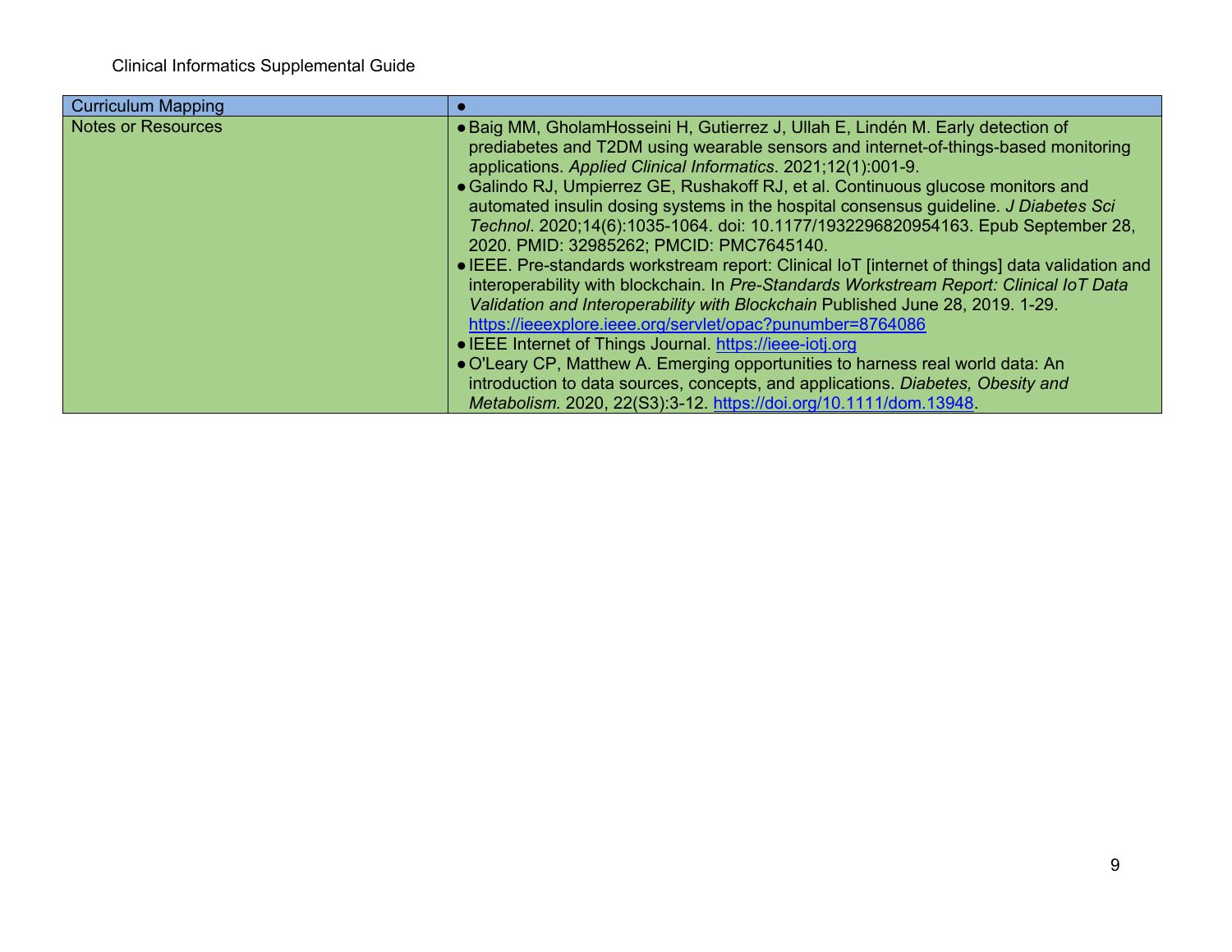| Curriculum Mapping | • |
|---|---|
| Notes or Resources | • Baig MM, GholamHosseini H, Gutierrez J, Ullah E, Lindén M. Early detection of prediabetes and T2DM using wearable sensors and internet-of-things-based monitoring applications. *Applied Clinical Informatics*. 2021;12(1):001-9.<br>• Galindo RJ, Umpierrez GE, Rushakoff RJ, et al. Continuous glucose monitors and automated insulin dosing systems in the hospital consensus guideline. *J Diabetes Sci Technol*. 2020;14(6):1035-1064. doi: 10.1177/1932296820954163. Epub September 28, 2020. PMID: 32985262; PMCID: PMC7645140.<br>• IEEE. Pre-standards workstream report: Clinical IoT [internet of things] data validation and interoperability with blockchain. In *Pre-Standards Workstream Report: Clinical IoT Data Validation and Interoperability with Blockchain* Published June 28, 2019. 1-29. https://ieeexplore.ieee.org/servlet/opac?punumber=8764086<br>• IEEE Internet of Things Journal. https://ieee-iotj.org<br>• O'Leary CP, Matthew A. Emerging opportunities to harness real world data: An introduction to data sources, concepts, and applications. *Diabetes, Obesity and Metabolism.* 2020, 22(S3):3-12. https://doi.org/10.1111/dom.13948. |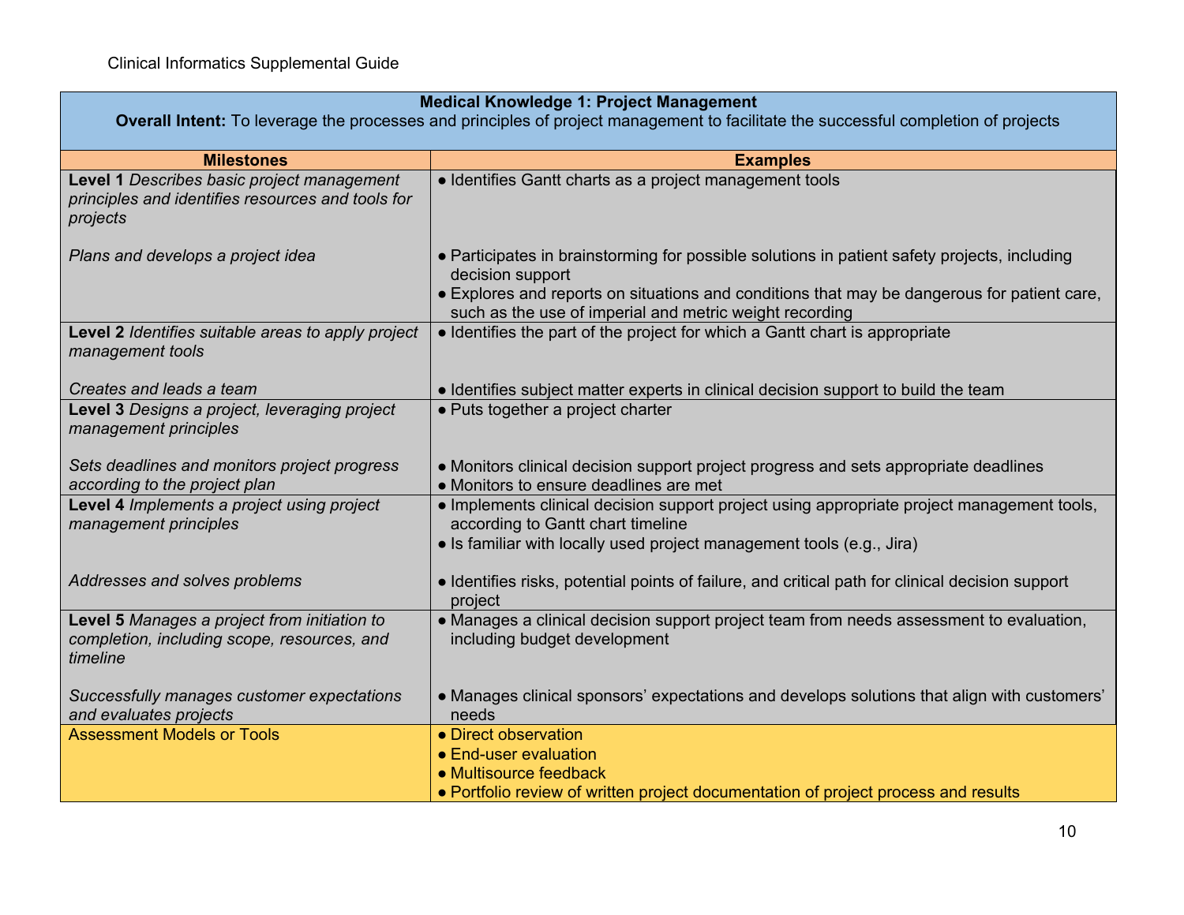| **Medical Knowledge 1: Project Management**<br>**Overall Intent:** To leverage the processes and principles of project management to facilitate the successful completion of projects | |
|---|---|
| **Milestones** | **Examples** |
| **Level 1** *Describes basic project management principles and identifies resources and tools for projects* | ● Identifies Gantt charts as a project management tools |
| *Plans and develops a project idea* | ● Participates in brainstorming for possible solutions in patient safety projects, including decision support<br>● Explores and reports on situations and conditions that may be dangerous for patient care, such as the use of imperial and metric weight recording |
| **Level 2** *Identifies suitable areas to apply project management tools* | ● Identifies the part of the project for which a Gantt chart is appropriate |
| *Creates and leads a team* | ● Identifies subject matter experts in clinical decision support to build the team |
| **Level 3** *Designs a project, leveraging project management principles* | ● Puts together a project charter |
| *Sets deadlines and monitors project progress according to the project plan* | ● Monitors clinical decision support project progress and sets appropriate deadlines<br>● Monitors to ensure deadlines are met |
| **Level 4** *Implements a project using project management principles* | ● Implements clinical decision support project using appropriate project management tools, according to Gantt chart timeline<br>● Is familiar with locally used project management tools (e.g., Jira) |
| *Addresses and solves problems* | ● Identifies risks, potential points of failure, and critical path for clinical decision support project |
| **Level 5** *Manages a project from initiation to completion, including scope, resources, and timeline* | ● Manages a clinical decision support project team from needs assessment to evaluation, including budget development |
| *Successfully manages customer expectations and evaluates projects* | ● Manages clinical sponsors' expectations and develops solutions that align with customers' needs |
| Assessment Models or Tools | ● Direct observation<br>● End-user evaluation<br>● Multisource feedback<br>● Portfolio review of written project documentation of project process and results |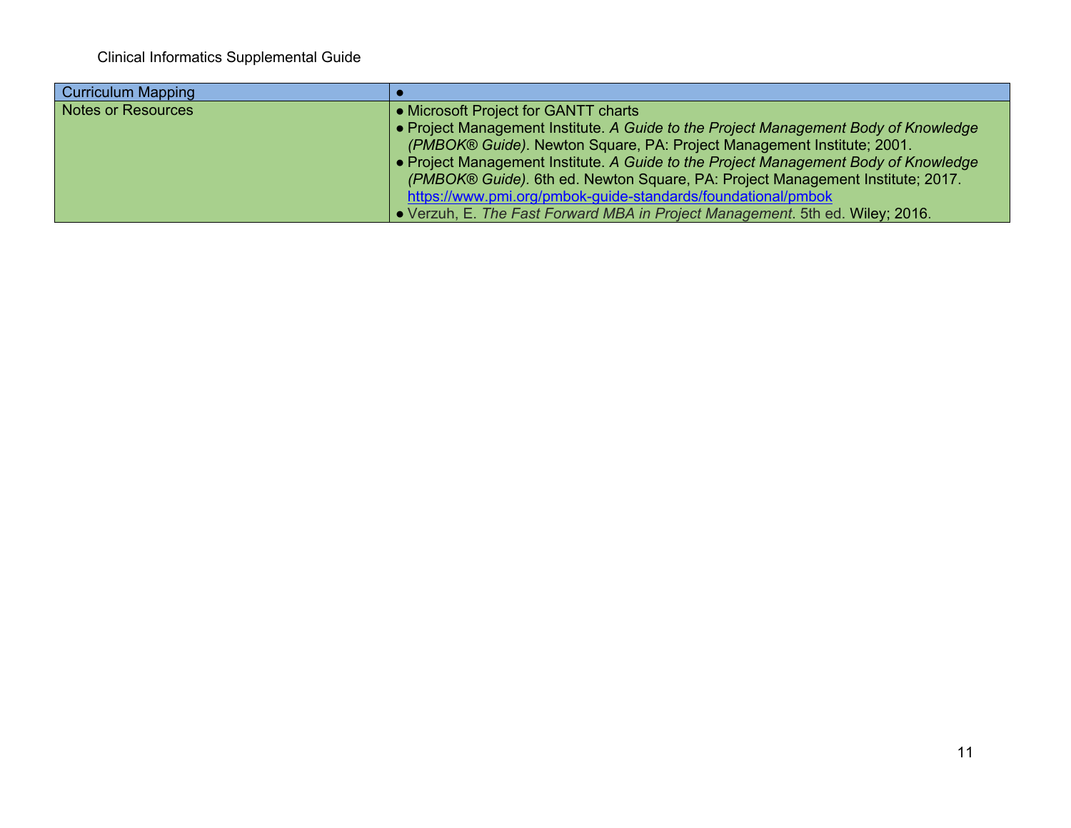| Curriculum Mapping | • |
|---|---|
| Notes or Resources | • Microsoft Project for GANTT charts<br>• Project Management Institute. *A Guide to the Project Management Body of Knowledge (PMBOK® Guide)*. Newton Square, PA: Project Management Institute; 2001.<br>• Project Management Institute. *A Guide to the Project Management Body of Knowledge (PMBOK® Guide)*. 6th ed. Newton Square, PA: Project Management Institute; 2017. https://www.pmi.org/pmbok-guide-standards/foundational/pmbok<br>• Verzuh, E. *The Fast Forward MBA in Project Management*. 5th ed. Wiley; 2016. |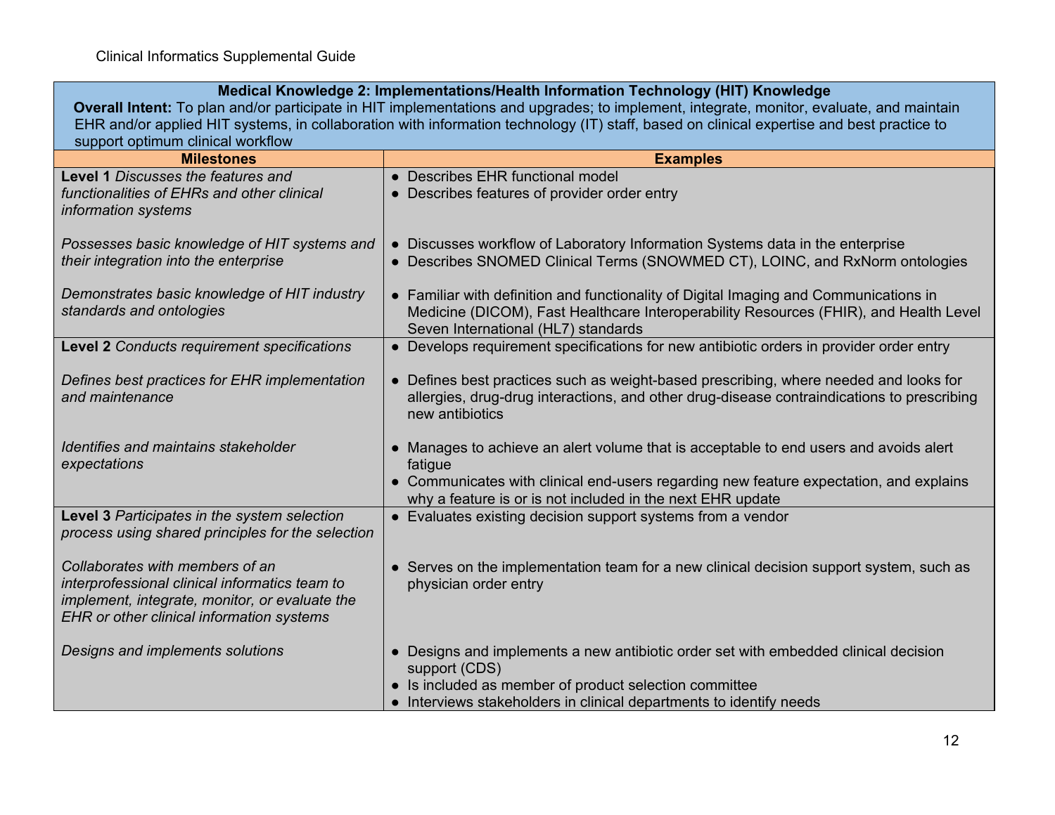| **Medical Knowledge 2: Implementations/Health Information Technology (HIT) Knowledge**<br>**Overall Intent:** To plan and/or participate in HIT implementations and upgrades; to implement, integrate, monitor, evaluate, and maintain EHR and/or applied HIT systems, in collaboration with information technology (IT) staff, based on clinical expertise and best practice to support optimum clinical workflow | |
|---|---|
| **Milestones** | **Examples** |
| **Level 1** *Discusses the features and functionalities of EHRs and other clinical information systems* | ● Describes EHR functional model<br>● Describes features of provider order entry |
| *Possesses basic knowledge of HIT systems and their integration into the enterprise* | ● Discusses workflow of Laboratory Information Systems data in the enterprise<br>● Describes SNOMED Clinical Terms (SNOWMED CT), LOINC, and RxNorm ontologies |
| *Demonstrates basic knowledge of HIT industry standards and ontologies* | ● Familiar with definition and functionality of Digital Imaging and Communications in Medicine (DICOM), Fast Healthcare Interoperability Resources (FHIR), and Health Level Seven International (HL7) standards |
| **Level 2** *Conducts requirement specifications* | ● Develops requirement specifications for new antibiotic orders in provider order entry |
| *Defines best practices for EHR implementation and maintenance* | ● Defines best practices such as weight-based prescribing, where needed and looks for allergies, drug-drug interactions, and other drug-disease contraindications to prescribing new antibiotics |
| *Identifies and maintains stakeholder expectations* | ● Manages to achieve an alert volume that is acceptable to end users and avoids alert fatigue<br>● Communicates with clinical end-users regarding new feature expectation, and explains why a feature is or is not included in the next EHR update |
| **Level 3** *Participates in the system selection process using shared principles for the selection* | ● Evaluates existing decision support systems from a vendor |
| *Collaborates with members of an interprofessional clinical informatics team to implement, integrate, monitor, or evaluate the EHR or other clinical information systems* | ● Serves on the implementation team for a new clinical decision support system, such as physician order entry |
| *Designs and implements solutions* | ● Designs and implements a new antibiotic order set with embedded clinical decision support (CDS)<br>● Is included as member of product selection committee<br>● Interviews stakeholders in clinical departments to identify needs |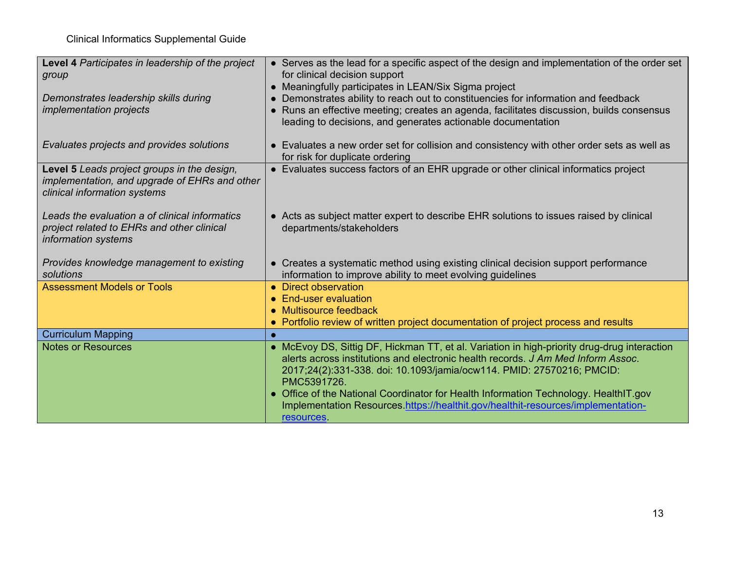| | |
|---|---|
| **Level 4** *Participates in leadership of the project group*<br><br>*Demonstrates leadership skills during implementation projects*<br><br>*Evaluates projects and provides solutions* | ● Serves as the lead for a specific aspect of the design and implementation of the order set for clinical decision support<br>● Meaningfully participates in LEAN/Six Sigma project<br>● Demonstrates ability to reach out to constituencies for information and feedback<br>● Runs an effective meeting; creates an agenda, facilitates discussion, builds consensus leading to decisions, and generates actionable documentation<br><br>● Evaluates a new order set for collision and consistency with other order sets as well as for risk for duplicate ordering |
| **Level 5** *Leads project groups in the design, implementation, and upgrade of EHRs and other clinical information systems*<br><br>*Leads the evaluation a of clinical informatics project related to EHRs and other clinical information systems*<br><br>*Provides knowledge management to existing solutions* | ● Evaluates success factors of an EHR upgrade or other clinical informatics project<br><br>● Acts as subject matter expert to describe EHR solutions to issues raised by clinical departments/stakeholders<br><br>● Creates a systematic method using existing clinical decision support performance information to improve ability to meet evolving guidelines |
| Assessment Models or Tools | ● Direct observation<br>● End-user evaluation<br>● Multisource feedback<br>● Portfolio review of written project documentation of project process and results |
| Curriculum Mapping | ● |
| Notes or Resources | ● McEvoy DS, Sittig DF, Hickman TT, et al. Variation in high-priority drug-drug interaction alerts across institutions and electronic health records. *J Am Med Inform Assoc*. 2017;24(2):331-338. doi: 10.1093/jamia/ocw114. PMID: 27570216; PMCID: PMC5391726.<br>● Office of the National Coordinator for Health Information Technology. HealthIT.gov Implementation Resources.https://healthit.gov/healthit-resources/implementation-resources. |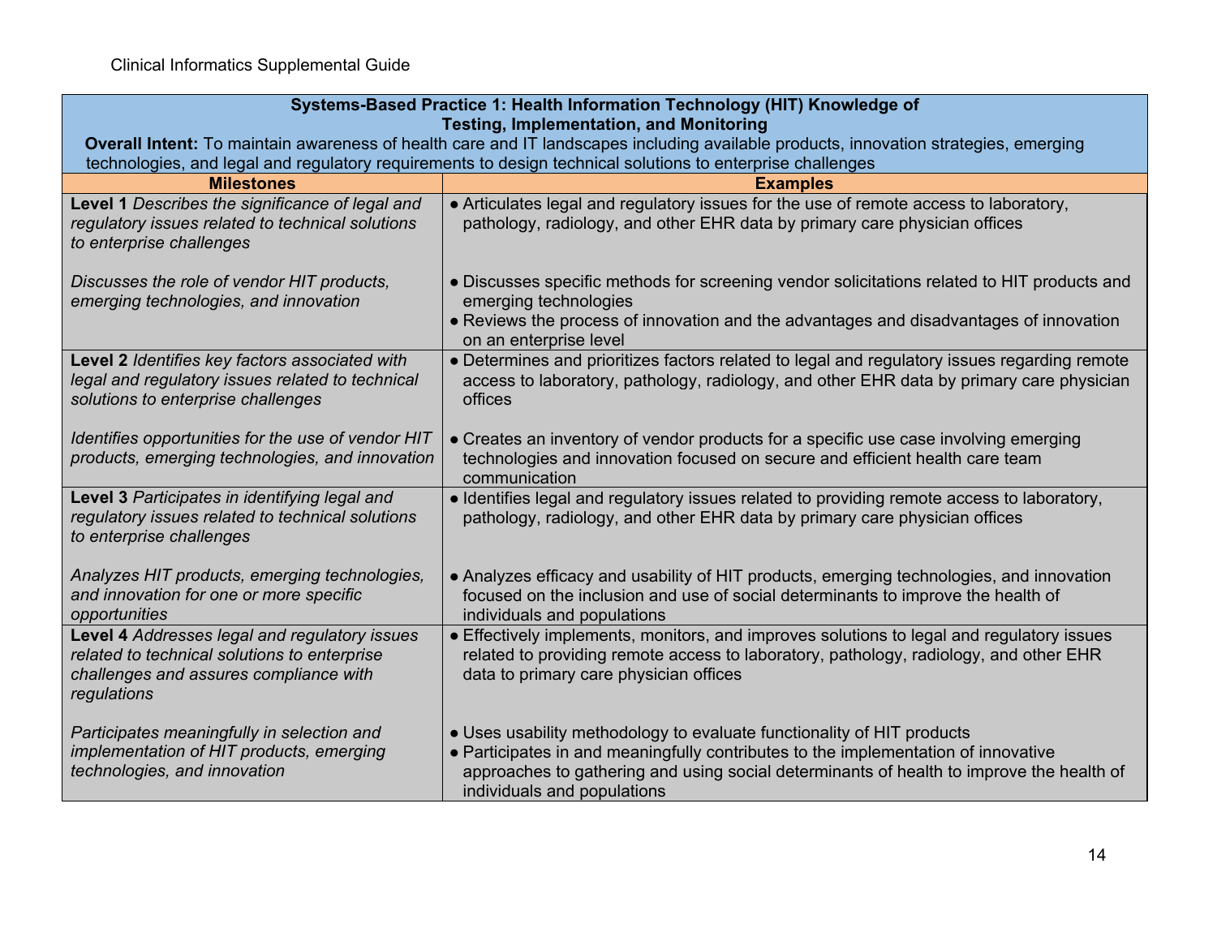| **Systems-Based Practice 1: Health Information Technology (HIT) Knowledge of Testing, Implementation, and Monitoring**<br>**Overall Intent:** To maintain awareness of health care and IT landscapes including available products, innovation strategies, emerging technologies, and legal and regulatory requirements to design technical solutions to enterprise challenges | |
|---|---|
| **Milestones** | **Examples** |
| **Level 1** *Describes the significance of legal and regulatory issues related to technical solutions to enterprise challenges*<br><br>*Discusses the role of vendor HIT products, emerging technologies, and innovation* | ● Articulates legal and regulatory issues for the use of remote access to laboratory, pathology, radiology, and other EHR data by primary care physician offices<br><br>● Discusses specific methods for screening vendor solicitations related to HIT products and emerging technologies<br>● Reviews the process of innovation and the advantages and disadvantages of innovation on an enterprise level |
| **Level 2** *Identifies key factors associated with legal and regulatory issues related to technical solutions to enterprise challenges*<br><br>*Identifies opportunities for the use of vendor HIT products, emerging technologies, and innovation* | ● Determines and prioritizes factors related to legal and regulatory issues regarding remote access to laboratory, pathology, radiology, and other EHR data by primary care physician offices<br><br>● Creates an inventory of vendor products for a specific use case involving emerging technologies and innovation focused on secure and efficient health care team communication |
| **Level 3** *Participates in identifying legal and regulatory issues related to technical solutions to enterprise challenges*<br><br>*Analyzes HIT products, emerging technologies, and innovation for one or more specific opportunities* | ● Identifies legal and regulatory issues related to providing remote access to laboratory, pathology, radiology, and other EHR data by primary care physician offices<br><br>● Analyzes efficacy and usability of HIT products, emerging technologies, and innovation focused on the inclusion and use of social determinants to improve the health of individuals and populations |
| **Level 4** *Addresses legal and regulatory issues related to technical solutions to enterprise challenges and assures compliance with regulations*<br><br>*Participates meaningfully in selection and implementation of HIT products, emerging technologies, and innovation* | ● Effectively implements, monitors, and improves solutions to legal and regulatory issues related to providing remote access to laboratory, pathology, radiology, and other EHR data to primary care physician offices<br><br>● Uses usability methodology to evaluate functionality of HIT products<br>● Participates in and meaningfully contributes to the implementation of innovative approaches to gathering and using social determinants of health to improve the health of individuals and populations |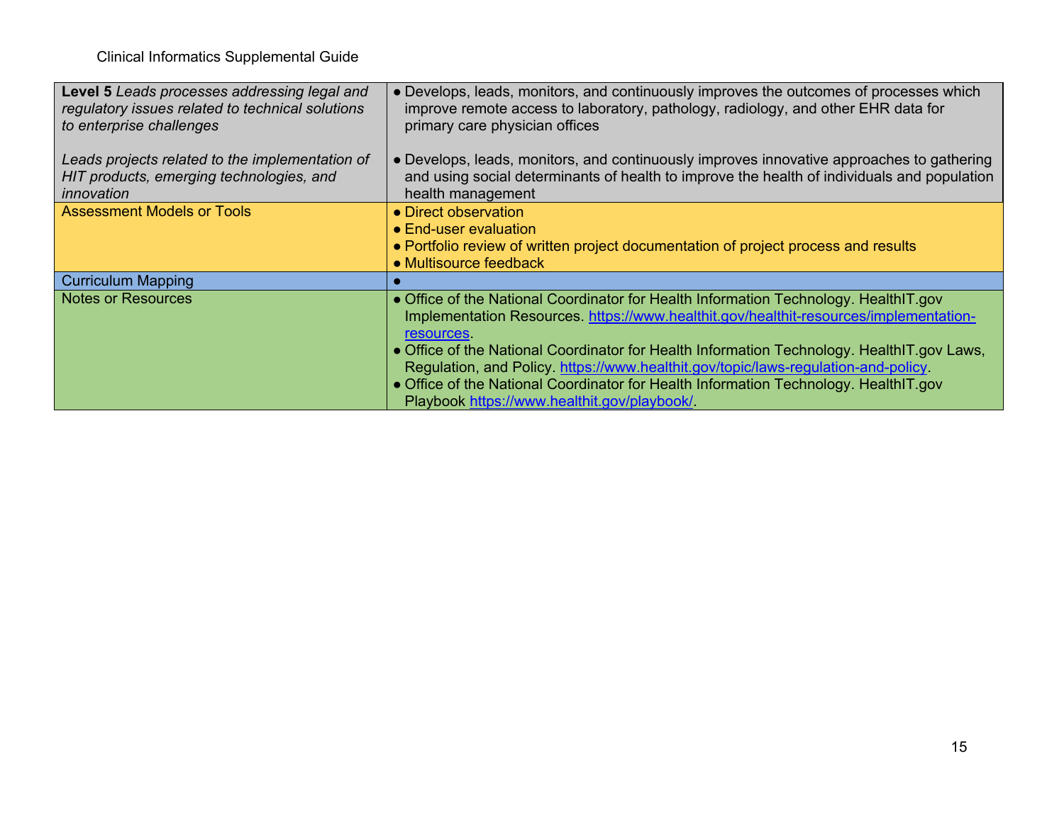| | |
|---|---|
| **Level 5** *Leads processes addressing legal and regulatory issues related to technical solutions to enterprise challenges*<br><br>*Leads projects related to the implementation of HIT products, emerging technologies, and innovation* | ● Develops, leads, monitors, and continuously improves the outcomes of processes which improve remote access to laboratory, pathology, radiology, and other EHR data for primary care physician offices<br><br>● Develops, leads, monitors, and continuously improves innovative approaches to gathering and using social determinants of health to improve the health of individuals and population health management |
| Assessment Models or Tools | ● Direct observation<br>● End-user evaluation<br>● Portfolio review of written project documentation of project process and results<br>● Multisource feedback |
| Curriculum Mapping | ● |
| Notes or Resources | ● Office of the National Coordinator for Health Information Technology. HealthIT.gov Implementation Resources. https://www.healthit.gov/healthit-resources/implementation-resources.<br>● Office of the National Coordinator for Health Information Technology. HealthIT.gov Laws, Regulation, and Policy. https://www.healthit.gov/topic/laws-regulation-and-policy.<br>● Office of the National Coordinator for Health Information Technology. HealthIT.gov Playbook https://www.healthit.gov/playbook/. |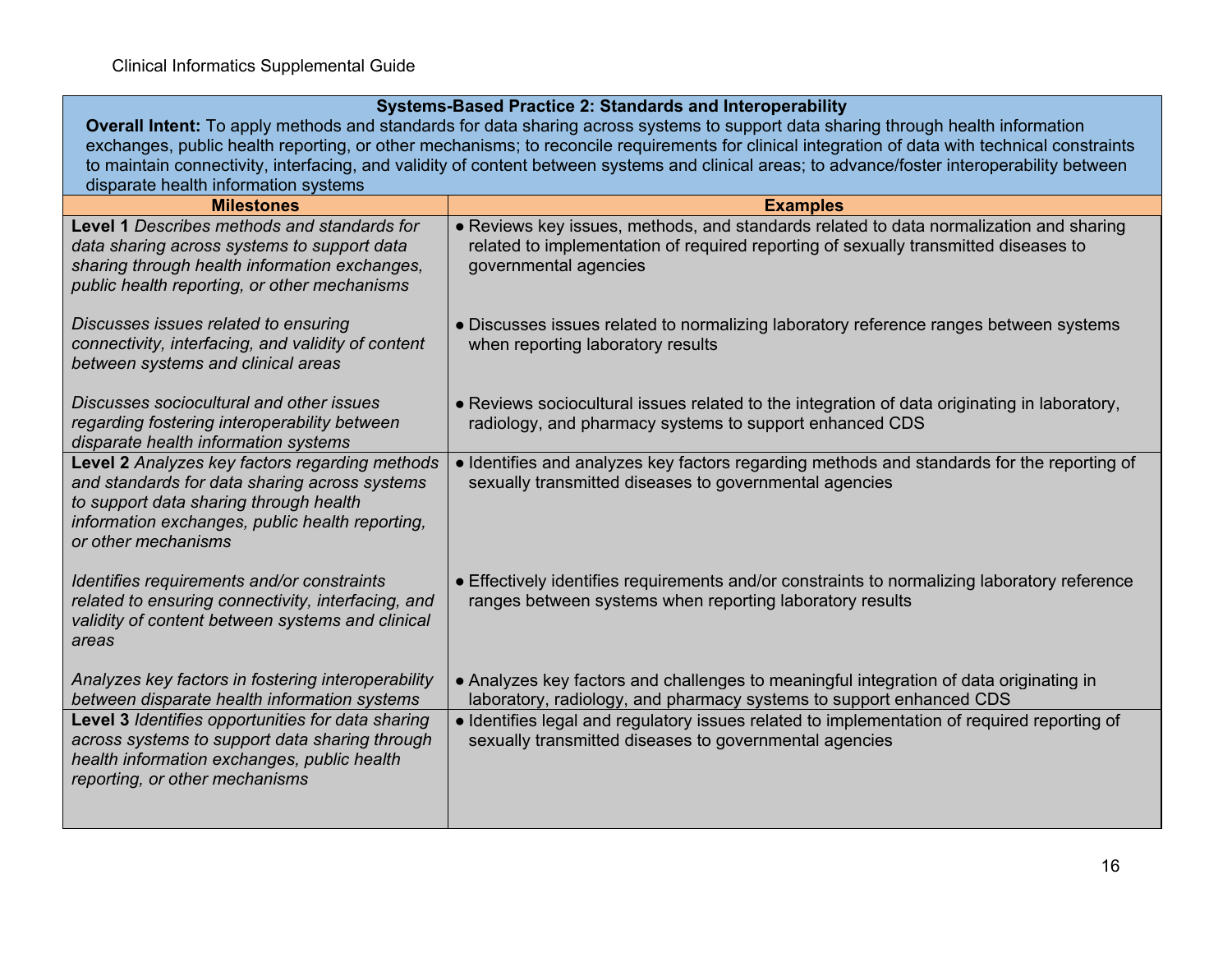| **Systems-Based Practice 2: Standards and Interoperability** | |
|---|---|
| **Overall Intent:** To apply methods and standards for data sharing across systems to support data sharing through health information exchanges, public health reporting, or other mechanisms; to reconcile requirements for clinical integration of data with technical constraints to maintain connectivity, interfacing, and validity of content between systems and clinical areas; to advance/foster interoperability between disparate health information systems | |
| **Milestones** | **Examples** |
| **Level 1** *Describes methods and standards for data sharing across systems to support data sharing through health information exchanges, public health reporting, or other mechanisms* | ● Reviews key issues, methods, and standards related to data normalization and sharing related to implementation of required reporting of sexually transmitted diseases to governmental agencies |
| *Discusses issues related to ensuring connectivity, interfacing, and validity of content between systems and clinical areas* | ● Discusses issues related to normalizing laboratory reference ranges between systems when reporting laboratory results |
| *Discusses sociocultural and other issues regarding fostering interoperability between disparate health information systems* | ● Reviews sociocultural issues related to the integration of data originating in laboratory, radiology, and pharmacy systems to support enhanced CDS |
| **Level 2** *Analyzes key factors regarding methods and standards for data sharing across systems to support data sharing through health information exchanges, public health reporting, or other mechanisms* | ● Identifies and analyzes key factors regarding methods and standards for the reporting of sexually transmitted diseases to governmental agencies |
| *Identifies requirements and/or constraints related to ensuring connectivity, interfacing, and validity of content between systems and clinical areas* | ● Effectively identifies requirements and/or constraints to normalizing laboratory reference ranges between systems when reporting laboratory results |
| *Analyzes key factors in fostering interoperability between disparate health information systems* | ● Analyzes key factors and challenges to meaningful integration of data originating in laboratory, radiology, and pharmacy systems to support enhanced CDS |
| **Level 3** *Identifies opportunities for data sharing across systems to support data sharing through health information exchanges, public health reporting, or other mechanisms* | ● Identifies legal and regulatory issues related to implementation of required reporting of sexually transmitted diseases to governmental agencies |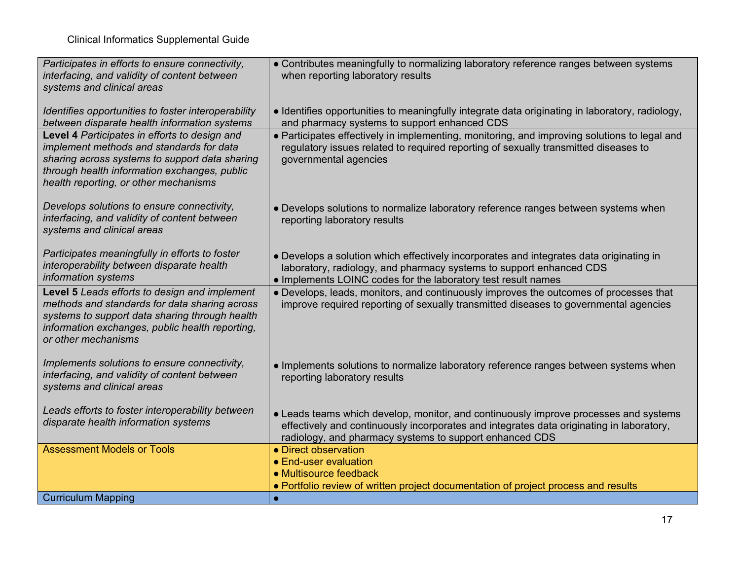| | |
|---|---|
| *Participates in efforts to ensure connectivity, interfacing, and validity of content between systems and clinical areas*<br><br>*Identifies opportunities to foster interoperability between disparate health information systems* | • Contributes meaningfully to normalizing laboratory reference ranges between systems when reporting laboratory results<br><br>• Identifies opportunities to meaningfully integrate data originating in laboratory, radiology, and pharmacy systems to support enhanced CDS |
| **Level 4** *Participates in efforts to design and implement methods and standards for data sharing across systems to support data sharing through health information exchanges, public health reporting, or other mechanisms*<br><br>*Develops solutions to ensure connectivity, interfacing, and validity of content between systems and clinical areas*<br><br>*Participates meaningfully in efforts to foster interoperability between disparate health information systems* | • Participates effectively in implementing, monitoring, and improving solutions to legal and regulatory issues related to required reporting of sexually transmitted diseases to governmental agencies<br><br>• Develops solutions to normalize laboratory reference ranges between systems when reporting laboratory results<br><br>• Develops a solution which effectively incorporates and integrates data originating in laboratory, radiology, and pharmacy systems to support enhanced CDS<br>• Implements LOINC codes for the laboratory test result names |
| **Level 5** *Leads efforts to design and implement methods and standards for data sharing across systems to support data sharing through health information exchanges, public health reporting, or other mechanisms*<br><br>*Implements solutions to ensure connectivity, interfacing, and validity of content between systems and clinical areas*<br><br>*Leads efforts to foster interoperability between disparate health information systems* | • Develops, leads, monitors, and continuously improves the outcomes of processes that improve required reporting of sexually transmitted diseases to governmental agencies<br><br>• Implements solutions to normalize laboratory reference ranges between systems when reporting laboratory results<br><br>• Leads teams which develop, monitor, and continuously improve processes and systems effectively and continuously incorporates and integrates data originating in laboratory, radiology, and pharmacy systems to support enhanced CDS |
| Assessment Models or Tools | • Direct observation<br>• End-user evaluation<br>• Multisource feedback<br>• Portfolio review of written project documentation of project process and results |
| Curriculum Mapping | • |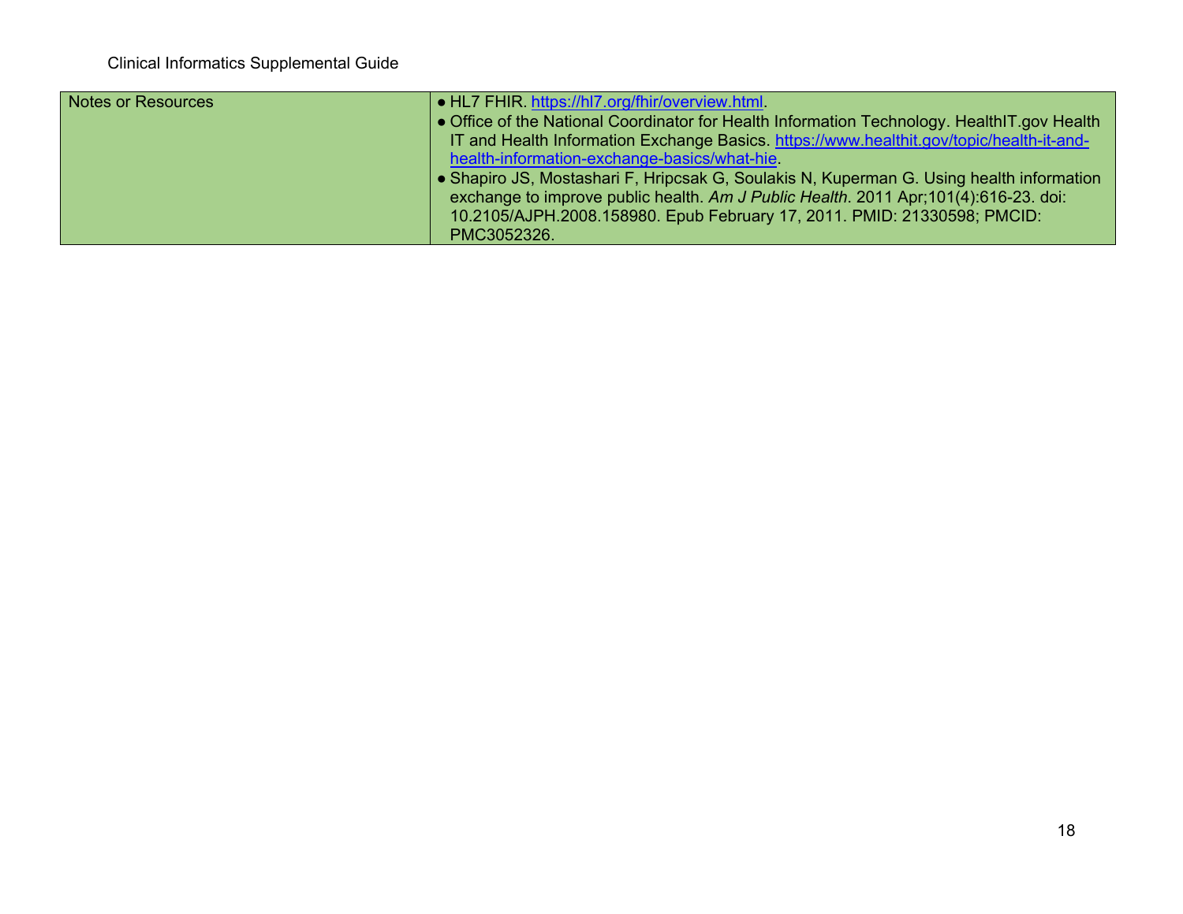| Notes or Resources | • HL7 FHIR. https://hl7.org/fhir/overview.html.<br>• Office of the National Coordinator for Health Information Technology. HealthIT.gov Health IT and Health Information Exchange Basics. https://www.healthit.gov/topic/health-it-and-health-information-exchange-basics/what-hie.<br>• Shapiro JS, Mostashari F, Hripcsak G, Soulakis N, Kuperman G. Using health information exchange to improve public health. *Am J Public Health*. 2011 Apr;101(4):616-23. doi: 10.2105/AJPH.2008.158980. Epub February 17, 2011. PMID: 21330598; PMCID: PMC3052326. |
|---|---|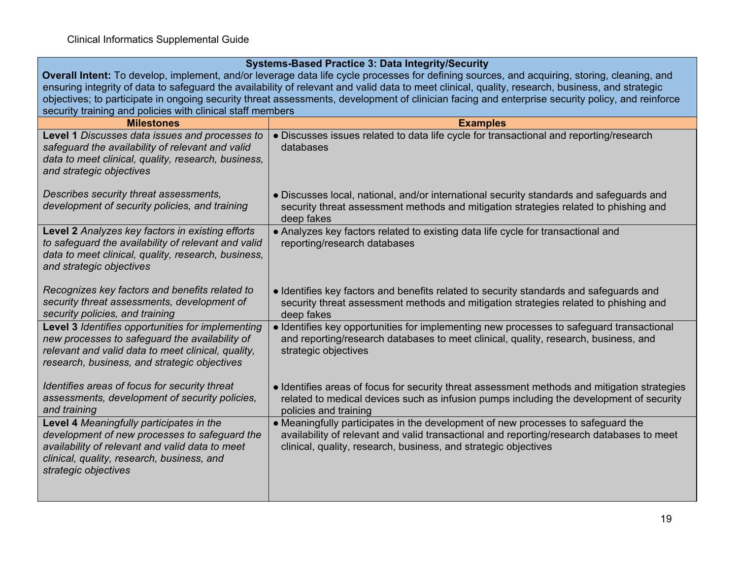| **Systems-Based Practice 3: Data Integrity/Security** | |
|---|---|
| **Overall Intent:** To develop, implement, and/or leverage data life cycle processes for defining sources, and acquiring, storing, cleaning, and ensuring integrity of data to safeguard the availability of relevant and valid data to meet clinical, quality, research, business, and strategic objectives; to participate in ongoing security threat assessments, development of clinician facing and enterprise security policy, and reinforce security training and policies with clinical staff members | |
| **Milestones** | **Examples** |
| **Level 1** *Discusses data issues and processes to safeguard the availability of relevant and valid data to meet clinical, quality, research, business, and strategic objectives* | ● Discusses issues related to data life cycle for transactional and reporting/research databases |
| *Describes security threat assessments, development of security policies, and training* | ● Discusses local, national, and/or international security standards and safeguards and security threat assessment methods and mitigation strategies related to phishing and deep fakes |
| **Level 2** *Analyzes key factors in existing efforts to safeguard the availability of relevant and valid data to meet clinical, quality, research, business, and strategic objectives* | ● Analyzes key factors related to existing data life cycle for transactional and reporting/research databases |
| *Recognizes key factors and benefits related to security threat assessments, development of security policies, and training* | ● Identifies key factors and benefits related to security standards and safeguards and security threat assessment methods and mitigation strategies related to phishing and deep fakes |
| **Level 3** *Identifies opportunities for implementing new processes to safeguard the availability of relevant and valid data to meet clinical, quality, research, business, and strategic objectives* | ● Identifies key opportunities for implementing new processes to safeguard transactional and reporting/research databases to meet clinical, quality, research, business, and strategic objectives |
| *Identifies areas of focus for security threat assessments, development of security policies, and training* | ● Identifies areas of focus for security threat assessment methods and mitigation strategies related to medical devices such as infusion pumps including the development of security policies and training |
| **Level 4** *Meaningfully participates in the development of new processes to safeguard the availability of relevant and valid data to meet clinical, quality, research, business, and strategic objectives* | ● Meaningfully participates in the development of new processes to safeguard the availability of relevant and valid transactional and reporting/research databases to meet clinical, quality, research, business, and strategic objectives |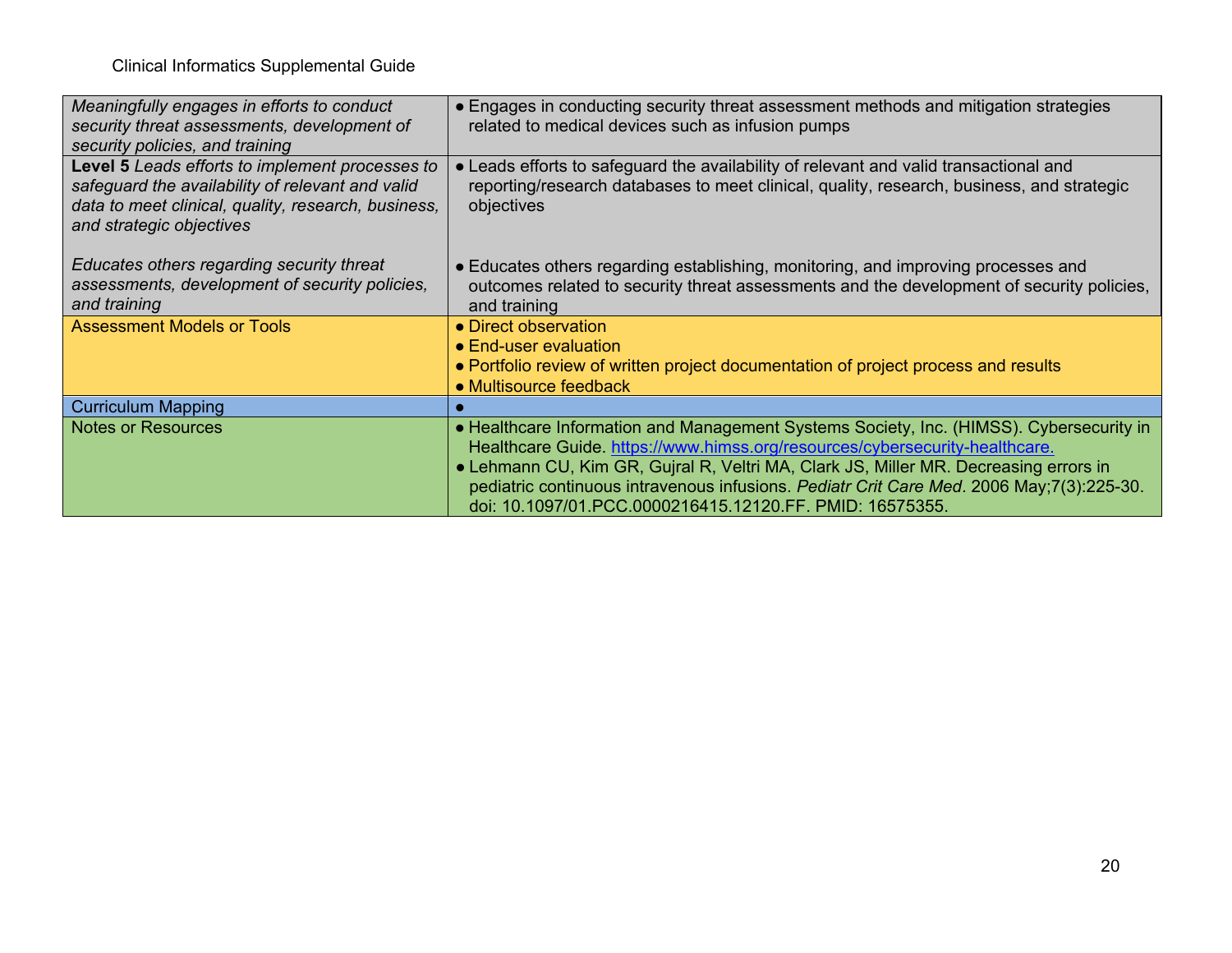| | |
|---|---|
| *Meaningfully engages in efforts to conduct security threat assessments, development of security policies, and training* | • Engages in conducting security threat assessment methods and mitigation strategies related to medical devices such as infusion pumps |
| **Level 5** *Leads efforts to implement processes to safeguard the availability of relevant and valid data to meet clinical, quality, research, business, and strategic objectives*<br><br>*Educates others regarding security threat assessments, development of security policies, and training* | • Leads efforts to safeguard the availability of relevant and valid transactional and reporting/research databases to meet clinical, quality, research, business, and strategic objectives<br><br>• Educates others regarding establishing, monitoring, and improving processes and outcomes related to security threat assessments and the development of security policies, and training |
| Assessment Models or Tools | • Direct observation<br>• End-user evaluation<br>• Portfolio review of written project documentation of project process and results<br>• Multisource feedback |
| Curriculum Mapping | • |
| Notes or Resources | • Healthcare Information and Management Systems Society, Inc. (HIMSS). Cybersecurity in Healthcare Guide. https://www.himss.org/resources/cybersecurity-healthcare.<br>• Lehmann CU, Kim GR, Gujral R, Veltri MA, Clark JS, Miller MR. Decreasing errors in pediatric continuous intravenous infusions. *Pediatr Crit Care Med*. 2006 May;7(3):225-30. doi: 10.1097/01.PCC.0000216415.12120.FF. PMID: 16575355. |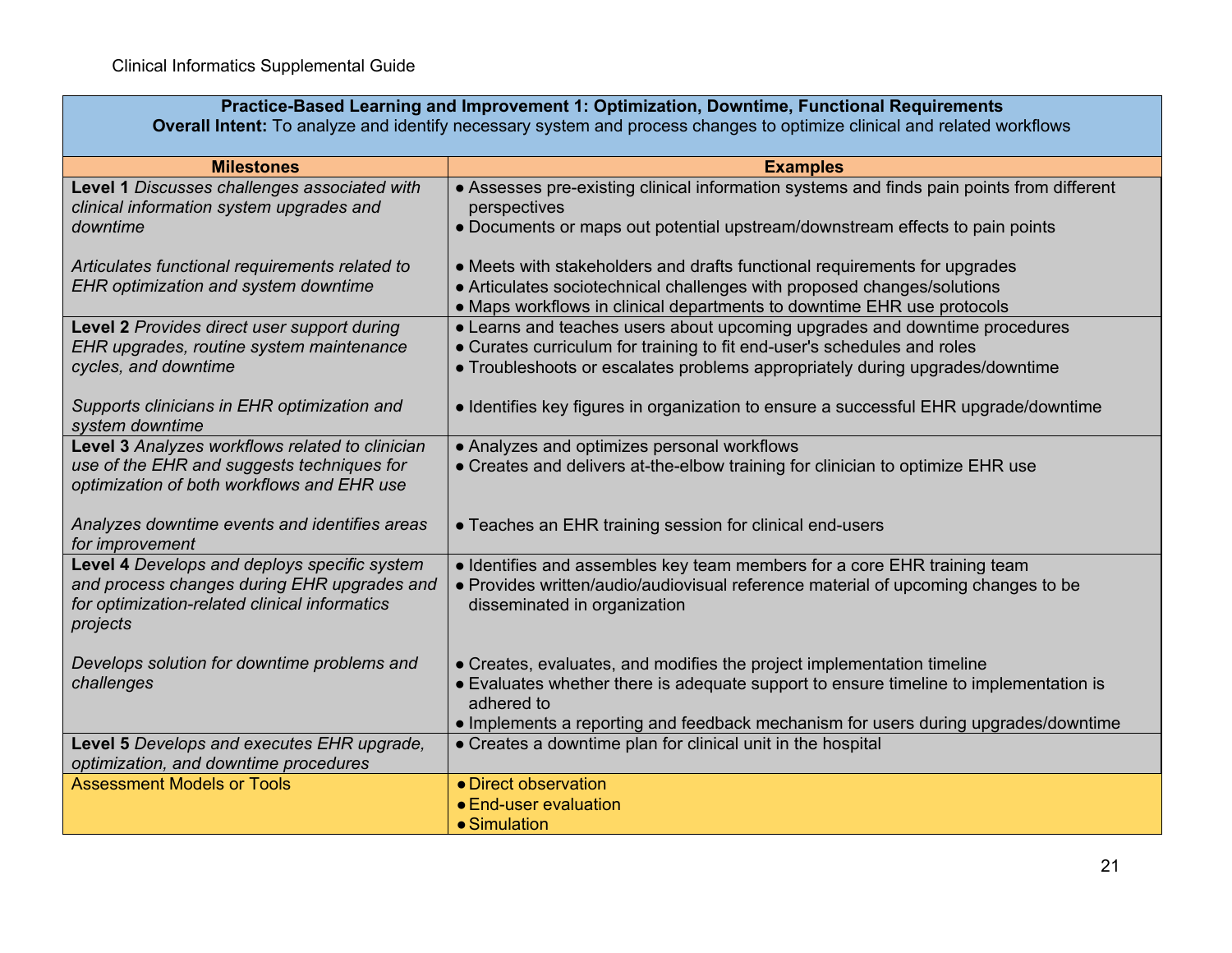| Practice-Based Learning and Improvement 1: Optimization, Downtime, Functional Requirements<br>**Overall Intent:** To analyze and identify necessary system and process changes to optimize clinical and related workflows | |
|---|---|
| **Milestones** | **Examples** |
| **Level 1** *Discusses challenges associated with clinical information system upgrades and downtime*<br><br>*Articulates functional requirements related to EHR optimization and system downtime* | ● Assesses pre-existing clinical information systems and finds pain points from different perspectives<br>● Documents or maps out potential upstream/downstream effects to pain points<br><br>● Meets with stakeholders and drafts functional requirements for upgrades<br>● Articulates sociotechnical challenges with proposed changes/solutions<br>● Maps workflows in clinical departments to downtime EHR use protocols |
| **Level 2** *Provides direct user support during EHR upgrades, routine system maintenance cycles, and downtime*<br><br>*Supports clinicians in EHR optimization and system downtime* | ● Learns and teaches users about upcoming upgrades and downtime procedures<br>● Curates curriculum for training to fit end-user's schedules and roles<br>● Troubleshoots or escalates problems appropriately during upgrades/downtime<br><br>● Identifies key figures in organization to ensure a successful EHR upgrade/downtime |
| **Level 3** *Analyzes workflows related to clinician use of the EHR and suggests techniques for optimization of both workflows and EHR use*<br><br>*Analyzes downtime events and identifies areas for improvement* | ● Analyzes and optimizes personal workflows<br>● Creates and delivers at-the-elbow training for clinician to optimize EHR use<br><br>● Teaches an EHR training session for clinical end-users |
| **Level 4** *Develops and deploys specific system and process changes during EHR upgrades and for optimization-related clinical informatics projects*<br><br>*Develops solution for downtime problems and challenges* | ● Identifies and assembles key team members for a core EHR training team<br>● Provides written/audio/audiovisual reference material of upcoming changes to be disseminated in organization<br><br>● Creates, evaluates, and modifies the project implementation timeline<br>● Evaluates whether there is adequate support to ensure timeline to implementation is adhered to<br>● Implements a reporting and feedback mechanism for users during upgrades/downtime |
| **Level 5** *Develops and executes EHR upgrade, optimization, and downtime procedures* | ● Creates a downtime plan for clinical unit in the hospital |
| Assessment Models or Tools | ● Direct observation<br>● End-user evaluation<br>● Simulation |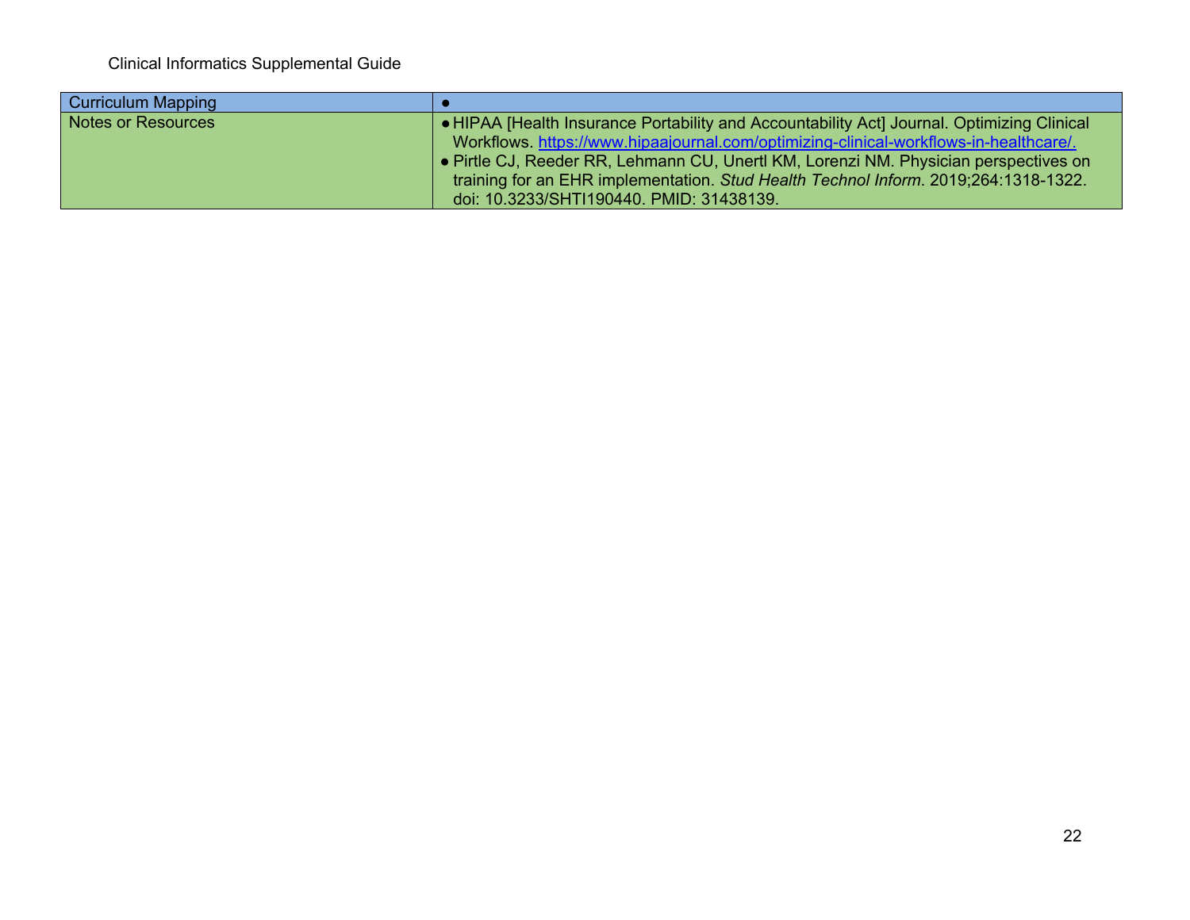| Curriculum Mapping | • |
|---|---|
| Notes or Resources | • HIPAA [Health Insurance Portability and Accountability Act] Journal. Optimizing Clinical Workflows. https://www.hipaajournal.com/optimizing-clinical-workflows-in-healthcare/.<br>• Pirtle CJ, Reeder RR, Lehmann CU, Unertl KM, Lorenzi NM. Physician perspectives on training for an EHR implementation. *Stud Health Technol Inform*. 2019;264:1318-1322. doi: 10.3233/SHTI190440. PMID: 31438139. |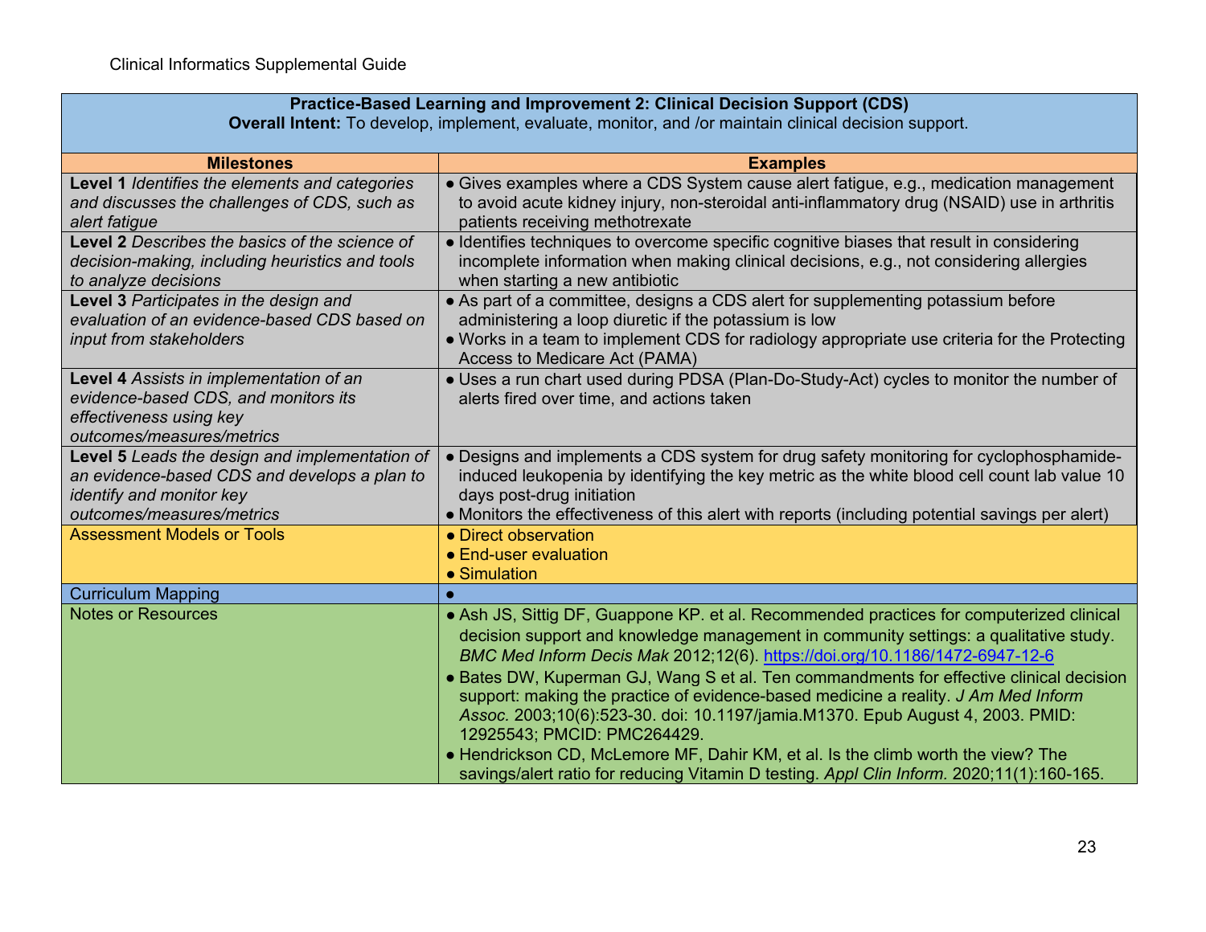| Practice-Based Learning and Improvement 2: Clinical Decision Support (CDS)<br>**Overall Intent:** To develop, implement, evaluate, monitor, and /or maintain clinical decision support. | |
|---|---|
| **Milestones** | **Examples** |
| **Level 1** *Identifies the elements and categories and discusses the challenges of CDS, such as alert fatigue* | ● Gives examples where a CDS System cause alert fatigue, e.g., medication management to avoid acute kidney injury, non-steroidal anti-inflammatory drug (NSAID) use in arthritis patients receiving methotrexate |
| **Level 2** *Describes the basics of the science of decision-making, including heuristics and tools to analyze decisions* | ● Identifies techniques to overcome specific cognitive biases that result in considering incomplete information when making clinical decisions, e.g., not considering allergies when starting a new antibiotic |
| **Level 3** *Participates in the design and evaluation of an evidence-based CDS based on input from stakeholders* | ● As part of a committee, designs a CDS alert for supplementing potassium before administering a loop diuretic if the potassium is low<br>● Works in a team to implement CDS for radiology appropriate use criteria for the Protecting Access to Medicare Act (PAMA) |
| **Level 4** *Assists in implementation of an evidence-based CDS, and monitors its effectiveness using key outcomes/measures/metrics* | ● Uses a run chart used during PDSA (Plan-Do-Study-Act) cycles to monitor the number of alerts fired over time, and actions taken |
| **Level 5** *Leads the design and implementation of an evidence-based CDS and develops a plan to identify and monitor key outcomes/measures/metrics* | ● Designs and implements a CDS system for drug safety monitoring for cyclophosphamide-induced leukopenia by identifying the key metric as the white blood cell count lab value 10 days post-drug initiation<br>● Monitors the effectiveness of this alert with reports (including potential savings per alert) |
| Assessment Models or Tools | ● Direct observation<br>● End-user evaluation<br>● Simulation |
| Curriculum Mapping | ● |
| Notes or Resources | ● Ash JS, Sittig DF, Guappone KP. et al. Recommended practices for computerized clinical decision support and knowledge management in community settings: a qualitative study. *BMC Med Inform Decis Mak* 2012;12(6). https://doi.org/10.1186/1472-6947-12-6<br>● Bates DW, Kuperman GJ, Wang S et al. Ten commandments for effective clinical decision support: making the practice of evidence-based medicine a reality. *J Am Med Inform Assoc.* 2003;10(6):523-30. doi: 10.1197/jamia.M1370. Epub August 4, 2003. PMID: 12925543; PMCID: PMC264429.<br>● Hendrickson CD, McLemore MF, Dahir KM, et al. Is the climb worth the view? The savings/alert ratio for reducing Vitamin D testing. *Appl Clin Inform.* 2020;11(1):160-165. |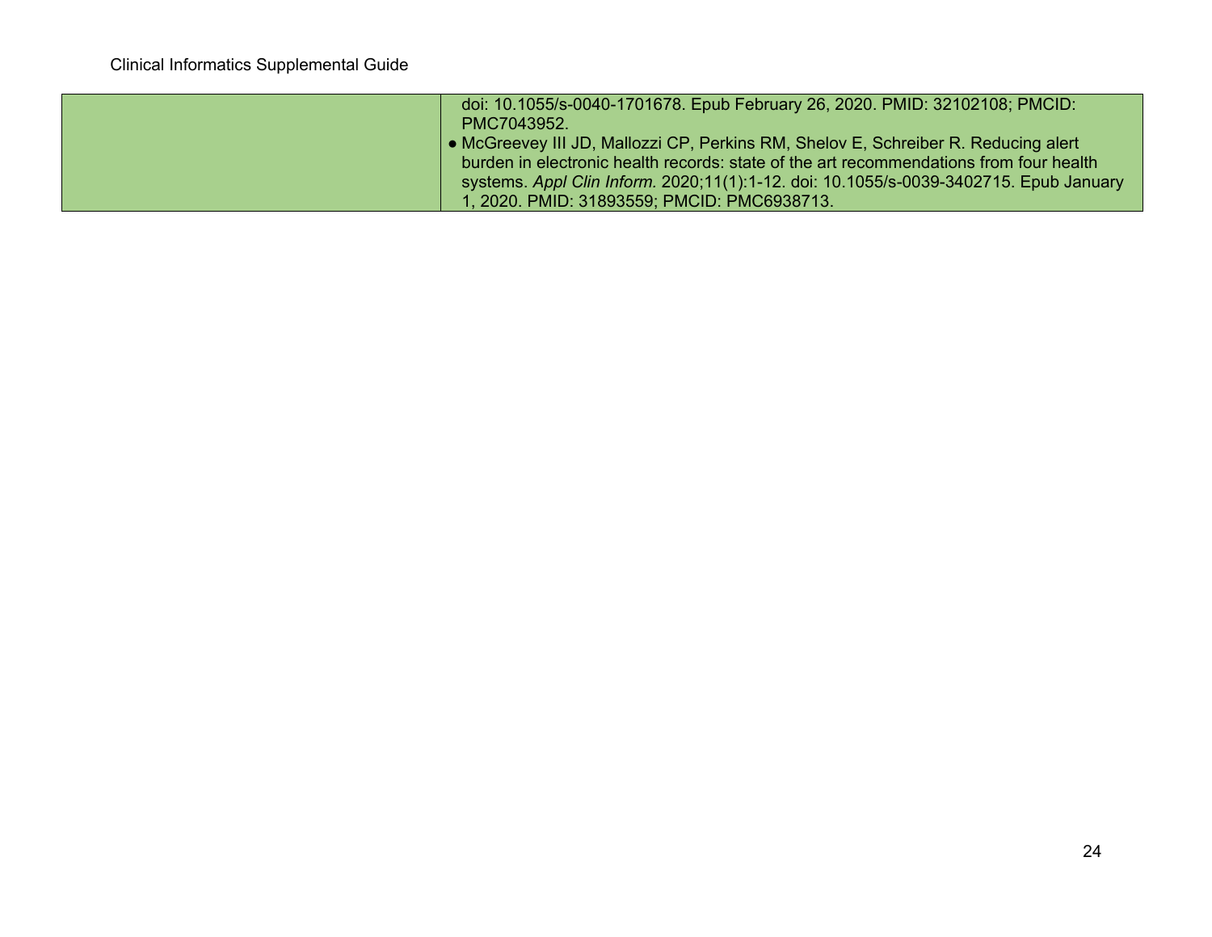| | |
|---|---|
| | doi: 10.1055/s-0040-1701678. Epub February 26, 2020. PMID: 32102108; PMCID: PMC7043952.<br>● McGreevey III JD, Mallozzi CP, Perkins RM, Shelov E, Schreiber R. Reducing alert burden in electronic health records: state of the art recommendations from four health systems. *Appl Clin Inform.* 2020;11(1):1-12. doi: 10.1055/s-0039-3402715. Epub January 1, 2020. PMID: 31893559; PMCID: PMC6938713. |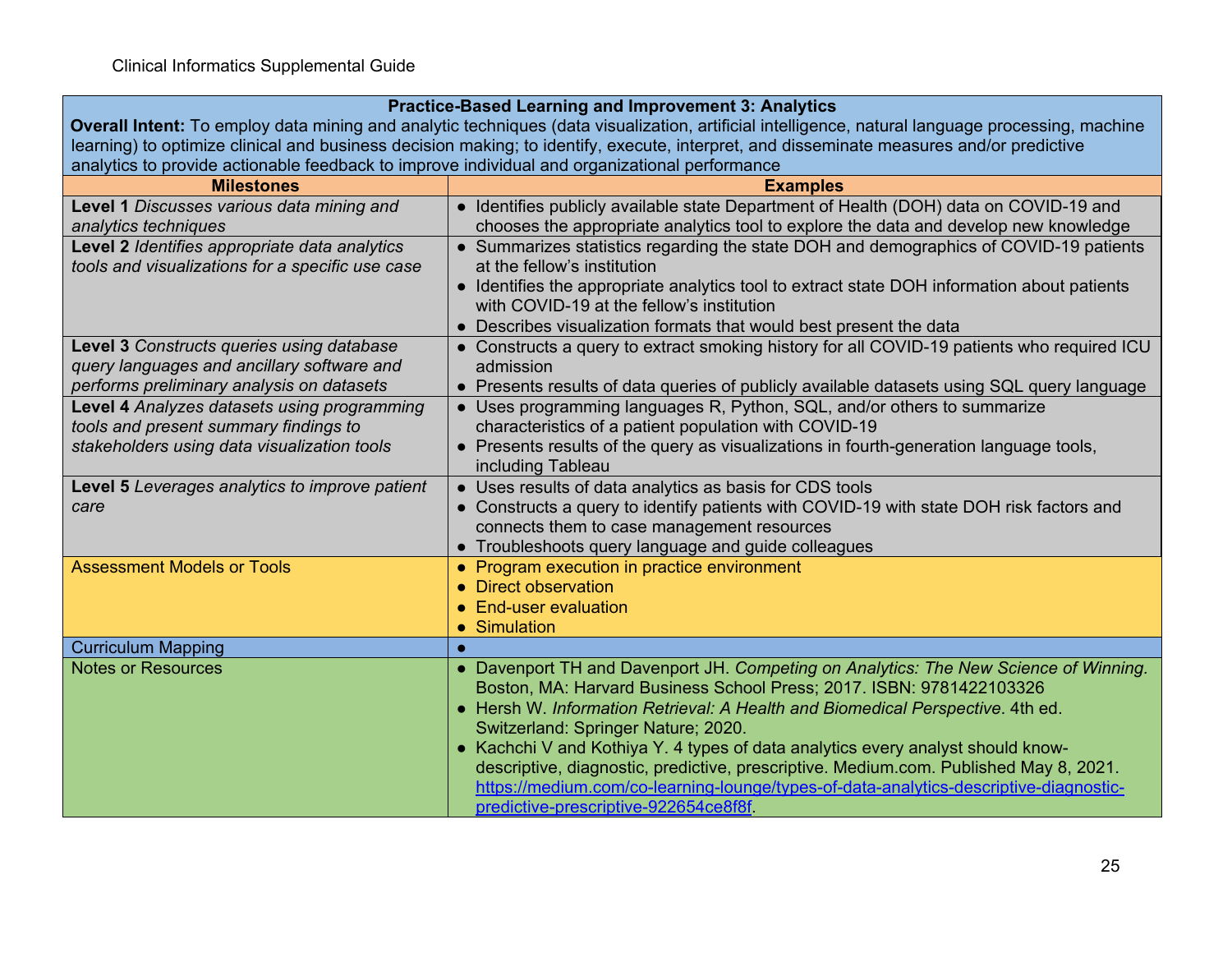| **Practice-Based Learning and Improvement 3: Analytics**<br>**Overall Intent:** To employ data mining and analytic techniques (data visualization, artificial intelligence, natural language processing, machine learning) to optimize clinical and business decision making; to identify, execute, interpret, and disseminate measures and/or predictive analytics to provide actionable feedback to improve individual and organizational performance | |
|---|---|
| **Milestones** | **Examples** |
| **Level 1** *Discusses various data mining and analytics techniques* | ● Identifies publicly available state Department of Health (DOH) data on COVID-19 and chooses the appropriate analytics tool to explore the data and develop new knowledge |
| **Level 2** *Identifies appropriate data analytics tools and visualizations for a specific use case* | ● Summarizes statistics regarding the state DOH and demographics of COVID-19 patients at the fellow's institution<br>● Identifies the appropriate analytics tool to extract state DOH information about patients with COVID-19 at the fellow's institution<br>● Describes visualization formats that would best present the data |
| **Level 3** *Constructs queries using database query languages and ancillary software and performs preliminary analysis on datasets* | ● Constructs a query to extract smoking history for all COVID-19 patients who required ICU admission<br>● Presents results of data queries of publicly available datasets using SQL query language |
| **Level 4** *Analyzes datasets using programming tools and present summary findings to stakeholders using data visualization tools* | ● Uses programming languages R, Python, SQL, and/or others to summarize characteristics of a patient population with COVID-19<br>● Presents results of the query as visualizations in fourth-generation language tools, including Tableau |
| **Level 5** *Leverages analytics to improve patient care* | ● Uses results of data analytics as basis for CDS tools<br>● Constructs a query to identify patients with COVID-19 with state DOH risk factors and connects them to case management resources<br>● Troubleshoots query language and guide colleagues |
| Assessment Models or Tools | ● Program execution in practice environment<br>● Direct observation<br>● End-user evaluation<br>● Simulation |
| Curriculum Mapping | ● |
| Notes or Resources | ● Davenport TH and Davenport JH. *Competing on Analytics: The New Science of Winning.* Boston, MA: Harvard Business School Press; 2017. ISBN: 9781422103326<br>● Hersh W. *Information Retrieval: A Health and Biomedical Perspective.* 4th ed. Switzerland: Springer Nature; 2020.<br>● Kachchi V and Kothiya Y. 4 types of data analytics every analyst should know-descriptive, diagnostic, predictive, prescriptive. Medium.com. Published May 8, 2021. https://medium.com/co-learning-lounge/types-of-data-analytics-descriptive-diagnostic-predictive-prescriptive-922654ce8f8f. |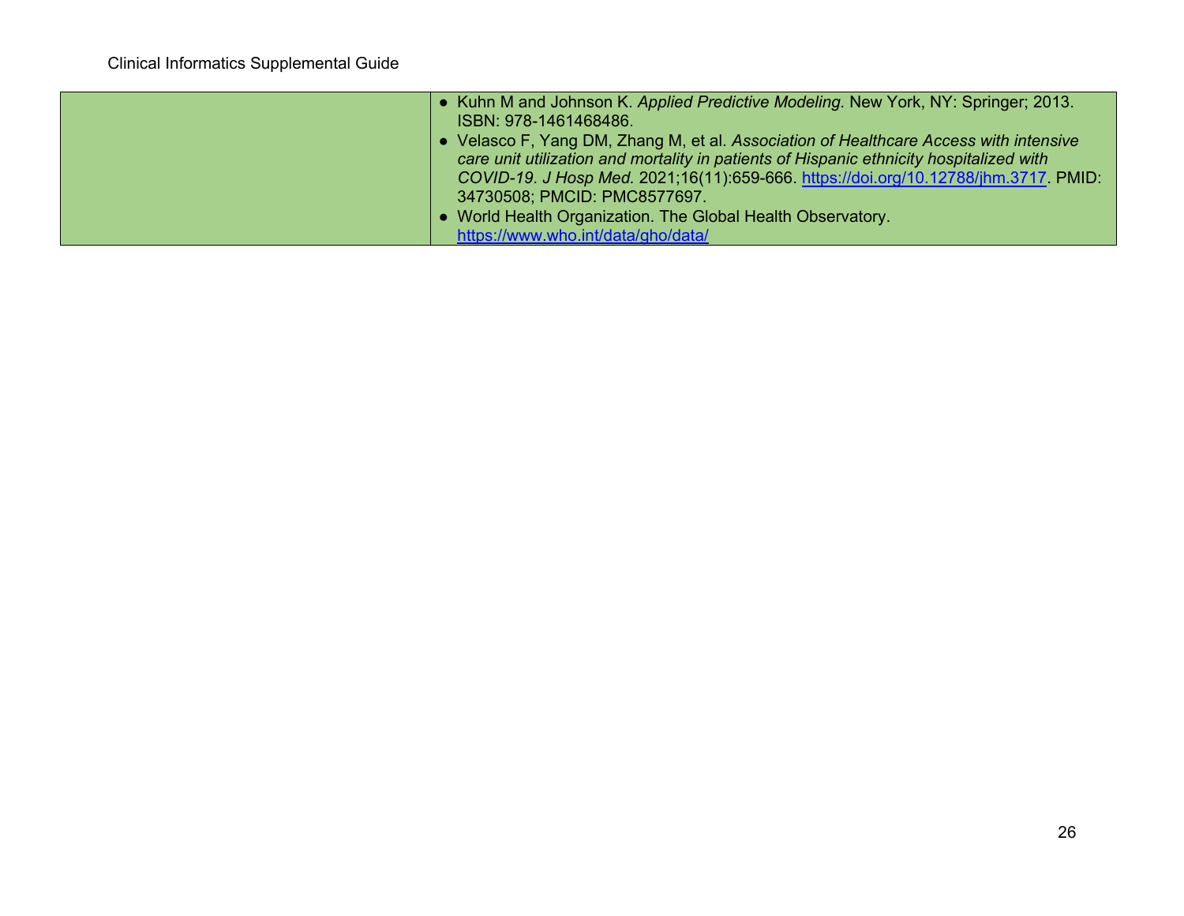| | |
|---|---|
| | • Kuhn M and Johnson K. *Applied Predictive Modeling.* New York, NY: Springer; 2013. ISBN: 978-1461468486.<br>• Velasco F, Yang DM, Zhang M, et al. *Association of Healthcare Access with intensive care unit utilization and mortality in patients of Hispanic ethnicity hospitalized with COVID-19. J Hosp Med.* 2021;16(11):659-666. https://doi.org/10.12788/jhm.3717. PMID: 34730508; PMCID: PMC8577697.<br>• World Health Organization. The Global Health Observatory. https://www.who.int/data/gho/data/ |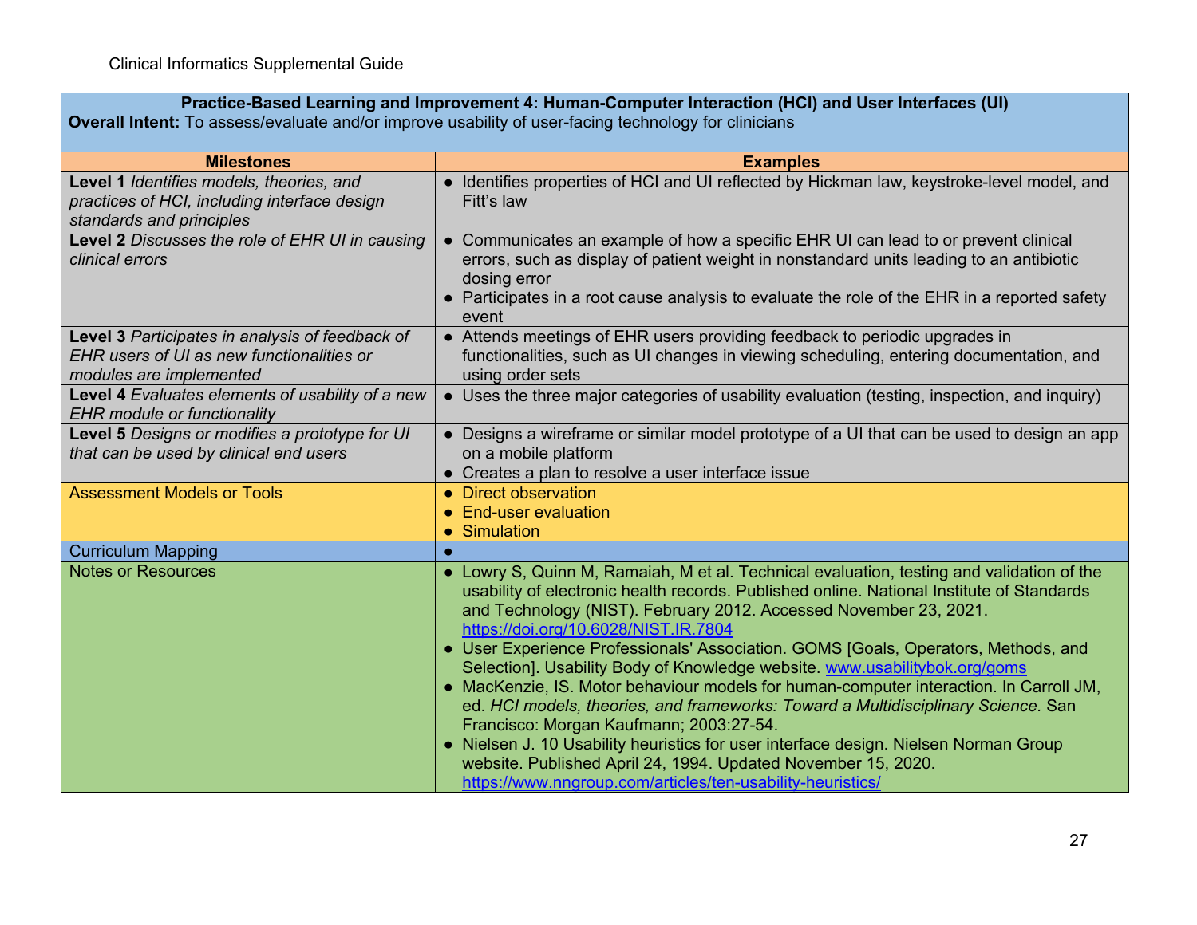| Practice-Based Learning and Improvement 4: Human-Computer Interaction (HCI) and User Interfaces (UI)<br>**Overall Intent:** To assess/evaluate and/or improve usability of user-facing technology for clinicians | |
|---|---|
| **Milestones** | **Examples** |
| **Level 1** *Identifies models, theories, and practices of HCI, including interface design standards and principles* | ● Identifies properties of HCI and UI reflected by Hickman law, keystroke-level model, and Fitt's law |
| **Level 2** *Discusses the role of EHR UI in causing clinical errors* | ● Communicates an example of how a specific EHR UI can lead to or prevent clinical errors, such as display of patient weight in nonstandard units leading to an antibiotic dosing error<br>● Participates in a root cause analysis to evaluate the role of the EHR in a reported safety event |
| **Level 3** *Participates in analysis of feedback of EHR users of UI as new functionalities or modules are implemented* | ● Attends meetings of EHR users providing feedback to periodic upgrades in functionalities, such as UI changes in viewing scheduling, entering documentation, and using order sets |
| **Level 4** *Evaluates elements of usability of a new EHR module or functionality* | ● Uses the three major categories of usability evaluation (testing, inspection, and inquiry) |
| **Level 5** *Designs or modifies a prototype for UI that can be used by clinical end users* | ● Designs a wireframe or similar model prototype of a UI that can be used to design an app on a mobile platform<br>● Creates a plan to resolve a user interface issue |
| Assessment Models or Tools | ● Direct observation<br>● End-user evaluation<br>● Simulation |
| Curriculum Mapping | ● |
| Notes or Resources | ● Lowry S, Quinn M, Ramaiah, M et al. Technical evaluation, testing and validation of the usability of electronic health records. Published online. National Institute of Standards and Technology (NIST). February 2012. Accessed November 23, 2021. https://doi.org/10.6028/NIST.IR.7804<br>● User Experience Professionals' Association. GOMS [Goals, Operators, Methods, and Selection]. Usability Body of Knowledge website. www.usabilitybok.org/goms<br>● MacKenzie, IS. Motor behaviour models for human-computer interaction. In Carroll JM, ed. *HCI models, theories, and frameworks: Toward a Multidisciplinary Science.* San Francisco: Morgan Kaufmann; 2003:27-54.<br>● Nielsen J. 10 Usability heuristics for user interface design. Nielsen Norman Group website. Published April 24, 1994. Updated November 15, 2020. https://www.nngroup.com/articles/ten-usability-heuristics/ |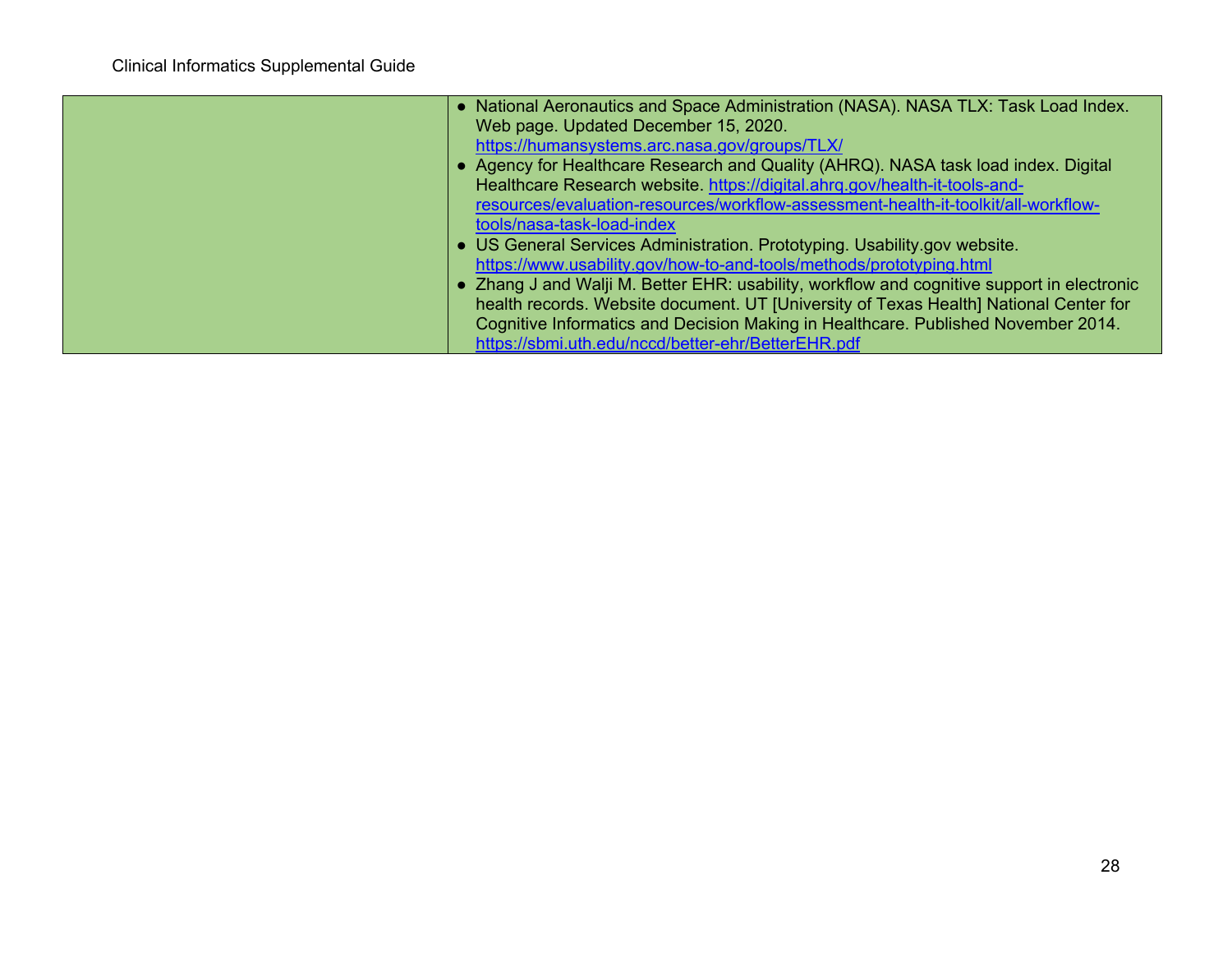| | |
|---|---|
| | • National Aeronautics and Space Administration (NASA). NASA TLX: Task Load Index. Web page. Updated December 15, 2020. https://humansystems.arc.nasa.gov/groups/TLX/<br>• Agency for Healthcare Research and Quality (AHRQ). NASA task load index. Digital Healthcare Research website. https://digital.ahrq.gov/health-it-tools-and-resources/evaluation-resources/workflow-assessment-health-it-toolkit/all-workflow-tools/nasa-task-load-index<br>• US General Services Administration. Prototyping. Usability.gov website. https://www.usability.gov/how-to-and-tools/methods/prototyping.html<br>• Zhang J and Walji M. Better EHR: usability, workflow and cognitive support in electronic health records. Website document. UT [University of Texas Health] National Center for Cognitive Informatics and Decision Making in Healthcare. Published November 2014. https://sbmi.uth.edu/nccd/better-ehr/BetterEHR.pdf |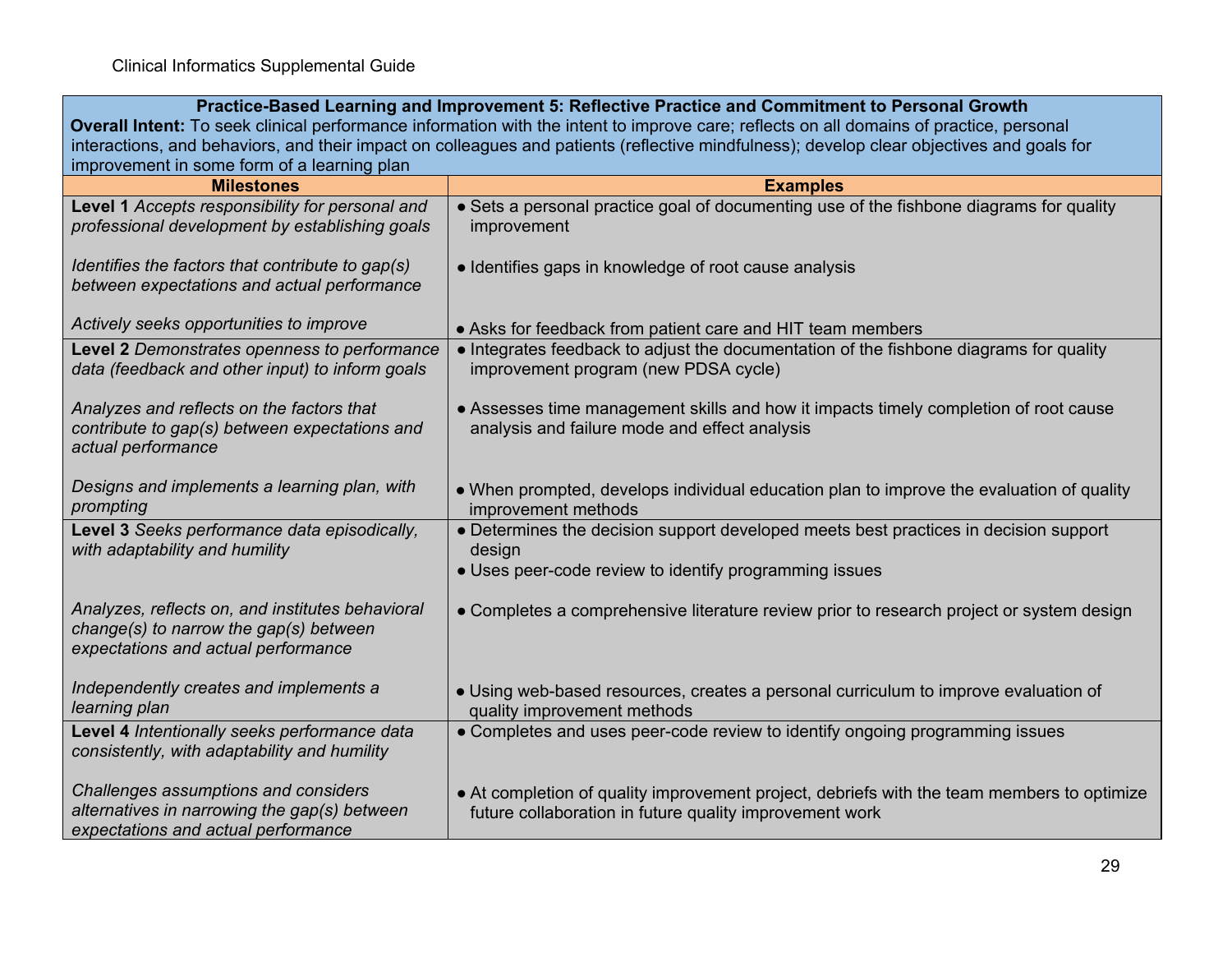| Practice-Based Learning and Improvement 5: Reflective Practice and Commitment to Personal Growth<br>**Overall Intent:** To seek clinical performance information with the intent to improve care; reflects on all domains of practice, personal interactions, and behaviors, and their impact on colleagues and patients (reflective mindfulness); develop clear objectives and goals for improvement in some form of a learning plan | |
|---|---|
| **Milestones** | **Examples** |
| **Level 1** *Accepts responsibility for personal and professional development by establishing goals*<br><br>*Identifies the factors that contribute to gap(s) between expectations and actual performance*<br><br>*Actively seeks opportunities to improve* | ● Sets a personal practice goal of documenting use of the fishbone diagrams for quality improvement<br><br>● Identifies gaps in knowledge of root cause analysis<br><br>● Asks for feedback from patient care and HIT team members |
| **Level 2** *Demonstrates openness to performance data (feedback and other input) to inform goals*<br><br>*Analyzes and reflects on the factors that contribute to gap(s) between expectations and actual performance*<br><br>*Designs and implements a learning plan, with prompting* | ● Integrates feedback to adjust the documentation of the fishbone diagrams for quality improvement program (new PDSA cycle)<br><br>● Assesses time management skills and how it impacts timely completion of root cause analysis and failure mode and effect analysis<br><br>● When prompted, develops individual education plan to improve the evaluation of quality improvement methods |
| **Level 3** *Seeks performance data episodically, with adaptability and humility*<br><br>*Analyzes, reflects on, and institutes behavioral change(s) to narrow the gap(s) between expectations and actual performance*<br><br>*Independently creates and implements a learning plan* | ● Determines the decision support developed meets best practices in decision support design<br>● Uses peer-code review to identify programming issues<br><br>● Completes a comprehensive literature review prior to research project or system design<br><br>● Using web-based resources, creates a personal curriculum to improve evaluation of quality improvement methods |
| **Level 4** *Intentionally seeks performance data consistently, with adaptability and humility*<br><br>*Challenges assumptions and considers alternatives in narrowing the gap(s) between expectations and actual performance* | ● Completes and uses peer-code review to identify ongoing programming issues<br><br>● At completion of quality improvement project, debriefs with the team members to optimize future collaboration in future quality improvement work |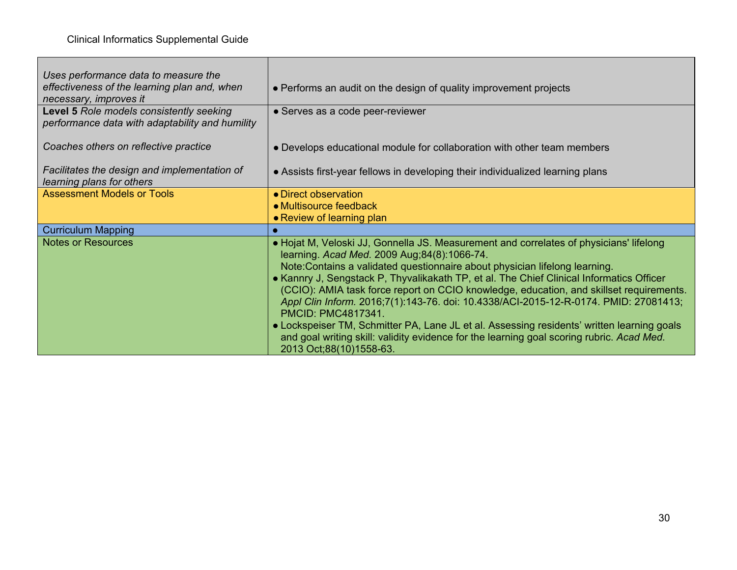| | |
|---|---|
| *Uses performance data to measure the effectiveness of the learning plan and, when necessary, improves it* | ● Performs an audit on the design of quality improvement projects |
| **Level 5** *Role models consistently seeking performance data with adaptability and humility*<br><br>*Coaches others on reflective practice*<br><br>*Facilitates the design and implementation of learning plans for others* | ● Serves as a code peer-reviewer<br><br>● Develops educational module for collaboration with other team members<br><br>● Assists first-year fellows in developing their individualized learning plans |
| Assessment Models or Tools | ● Direct observation<br>● Multisource feedback<br>● Review of learning plan |
| Curriculum Mapping | ● |
| Notes or Resources | ● Hojat M, Veloski JJ, Gonnella JS. Measurement and correlates of physicians' lifelong learning. *Acad Med*. 2009 Aug;84(8):1066-74.<br>Note:Contains a validated questionnaire about physician lifelong learning.<br>● Kannry J, Sengstack P, Thyvalikakath TP, et al. The Chief Clinical Informatics Officer (CCIO): AMIA task force report on CCIO knowledge, education, and skillset requirements. *Appl Clin Inform.* 2016;7(1):143-76. doi: 10.4338/ACI-2015-12-R-0174. PMID: 27081413; PMCID: PMC4817341.<br>● Lockspeiser TM, Schmitter PA, Lane JL et al. Assessing residents' written learning goals and goal writing skill: validity evidence for the learning goal scoring rubric. *Acad Med.* 2013 Oct;88(10)1558-63. |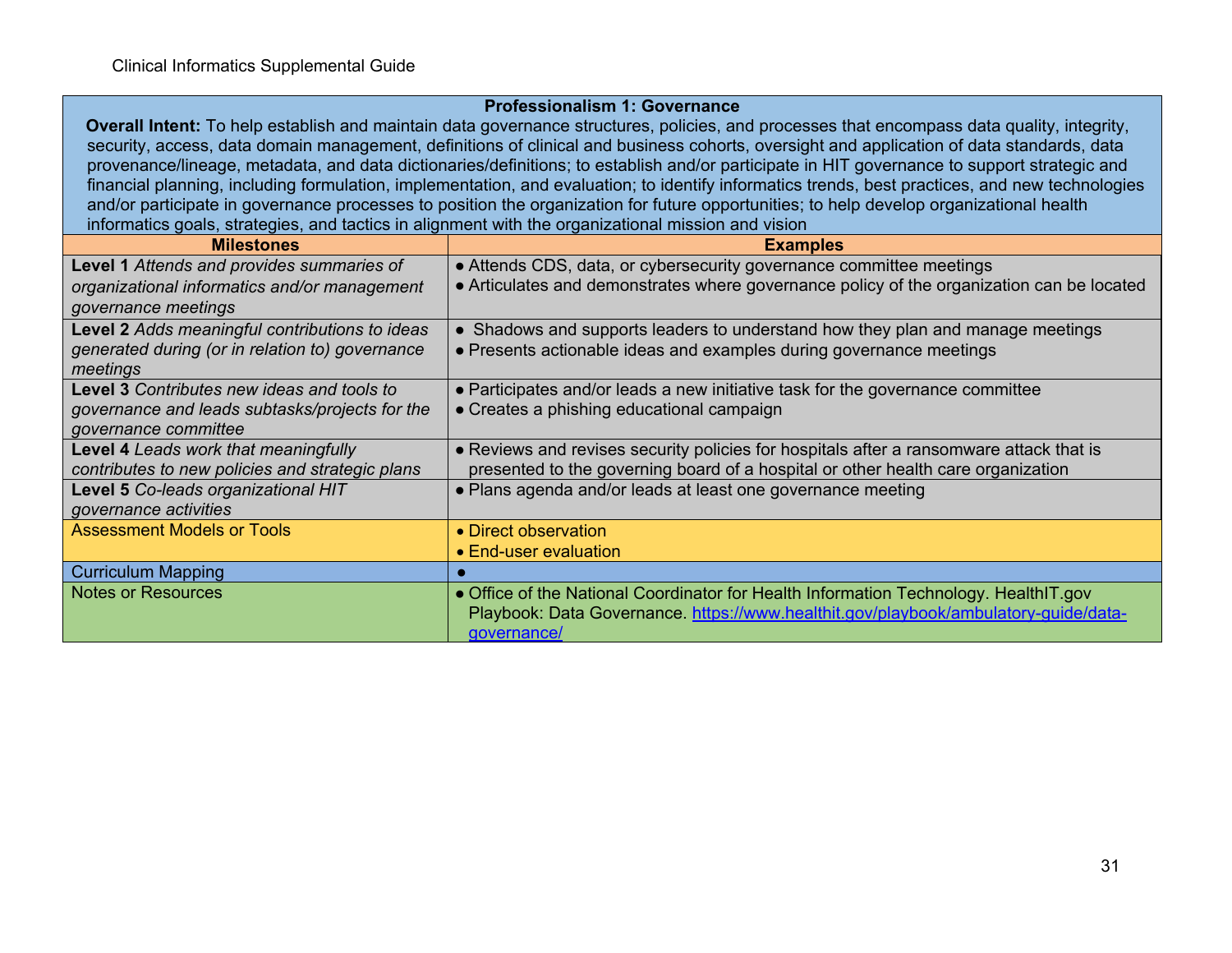| **Professionalism 1: Governance** | |
|---|---|
| **Overall Intent:** To help establish and maintain data governance structures, policies, and processes that encompass data quality, integrity, security, access, data domain management, definitions of clinical and business cohorts, oversight and application of data standards, data provenance/lineage, metadata, and data dictionaries/definitions; to establish and/or participate in HIT governance to support strategic and financial planning, including formulation, implementation, and evaluation; to identify informatics trends, best practices, and new technologies and/or participate in governance processes to position the organization for future opportunities; to help develop organizational health informatics goals, strategies, and tactics in alignment with the organizational mission and vision | |
| **Milestones** | **Examples** |
| **Level 1** *Attends and provides summaries of organizational informatics and/or management governance meetings* | ● Attends CDS, data, or cybersecurity governance committee meetings<br>● Articulates and demonstrates where governance policy of the organization can be located |
| **Level 2** *Adds meaningful contributions to ideas generated during (or in relation to) governance meetings* | ● Shadows and supports leaders to understand how they plan and manage meetings<br>● Presents actionable ideas and examples during governance meetings |
| **Level 3** *Contributes new ideas and tools to governance and leads subtasks/projects for the governance committee* | ● Participates and/or leads a new initiative task for the governance committee<br>● Creates a phishing educational campaign |
| **Level 4** *Leads work that meaningfully contributes to new policies and strategic plans* | ● Reviews and revises security policies for hospitals after a ransomware attack that is presented to the governing board of a hospital or other health care organization |
| **Level 5** *Co-leads organizational HIT governance activities* | ● Plans agenda and/or leads at least one governance meeting |
| Assessment Models or Tools | ● Direct observation<br>● End-user evaluation |
| Curriculum Mapping | ● |
| Notes or Resources | ● Office of the National Coordinator for Health Information Technology. HealthIT.gov Playbook: Data Governance. https://www.healthit.gov/playbook/ambulatory-guide/data-governance/ |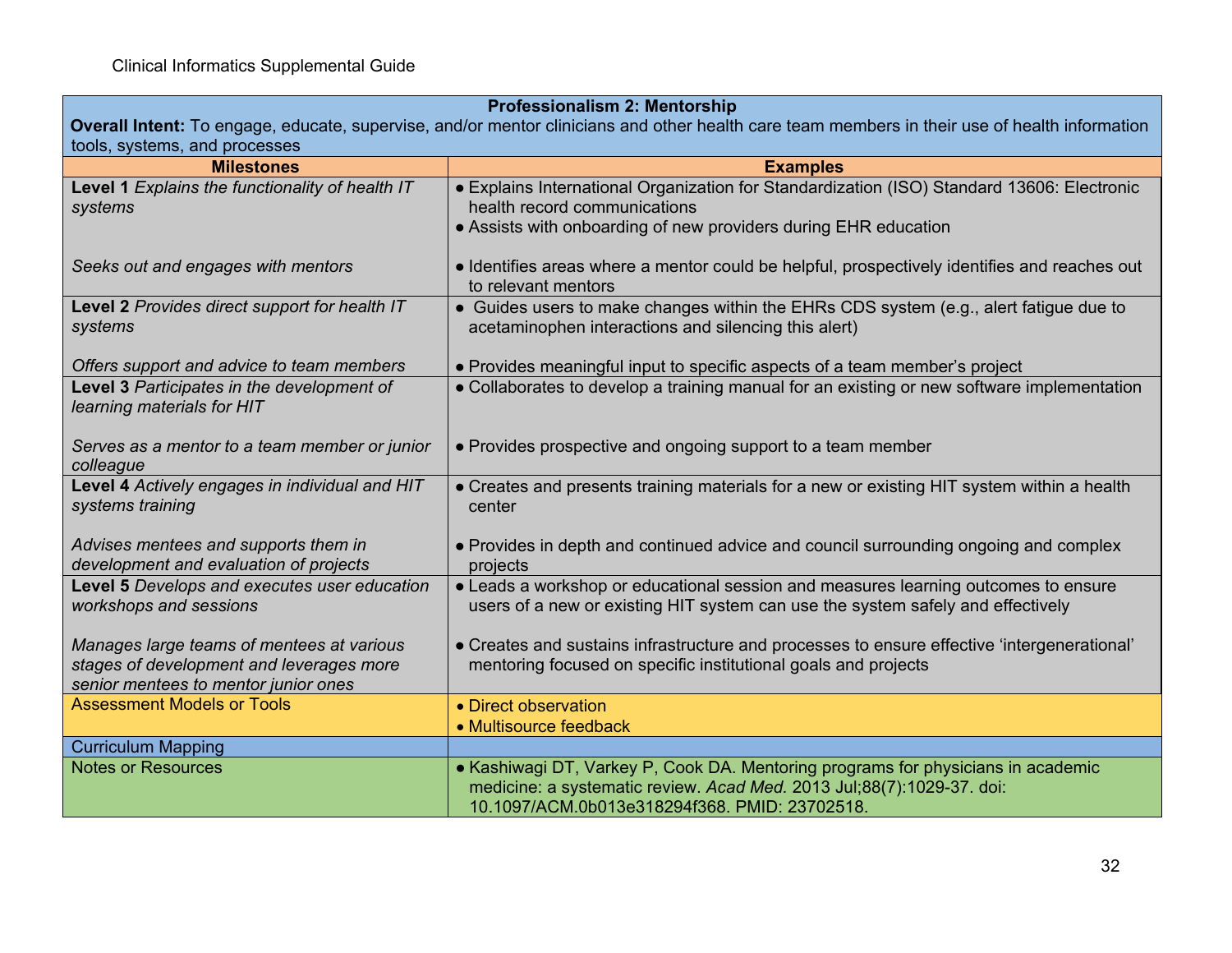| **Professionalism 2: Mentorship**<br>**Overall Intent:** To engage, educate, supervise, and/or mentor clinicians and other health care team members in their use of health information tools, systems, and processes | |
|---|---|
| **Milestones** | **Examples** |
| **Level 1** *Explains the functionality of health IT systems*<br><br>*Seeks out and engages with mentors* | ● Explains International Organization for Standardization (ISO) Standard 13606: Electronic health record communications<br>● Assists with onboarding of new providers during EHR education<br><br>● Identifies areas where a mentor could be helpful, prospectively identifies and reaches out to relevant mentors |
| **Level 2** *Provides direct support for health IT systems*<br><br>*Offers support and advice to team members* | ● Guides users to make changes within the EHRs CDS system (e.g., alert fatigue due to acetaminophen interactions and silencing this alert)<br><br>● Provides meaningful input to specific aspects of a team member's project |
| **Level 3** *Participates in the development of learning materials for HIT*<br><br>*Serves as a mentor to a team member or junior colleague* | ● Collaborates to develop a training manual for an existing or new software implementation<br><br>● Provides prospective and ongoing support to a team member |
| **Level 4** *Actively engages in individual and HIT systems training*<br><br>*Advises mentees and supports them in development and evaluation of projects* | ● Creates and presents training materials for a new or existing HIT system within a health center<br><br>● Provides in depth and continued advice and council surrounding ongoing and complex projects |
| **Level 5** *Develops and executes user education workshops and sessions*<br><br>*Manages large teams of mentees at various stages of development and leverages more senior mentees to mentor junior ones* | ● Leads a workshop or educational session and measures learning outcomes to ensure users of a new or existing HIT system can use the system safely and effectively<br><br>● Creates and sustains infrastructure and processes to ensure effective 'intergenerational' mentoring focused on specific institutional goals and projects |
| Assessment Models or Tools | ● Direct observation<br>● Multisource feedback |
| Curriculum Mapping | |
| Notes or Resources | ● Kashiwagi DT, Varkey P, Cook DA. Mentoring programs for physicians in academic medicine: a systematic review. *Acad Med.* 2013 Jul;88(7):1029-37. doi: 10.1097/ACM.0b013e318294f368. PMID: 23702518. |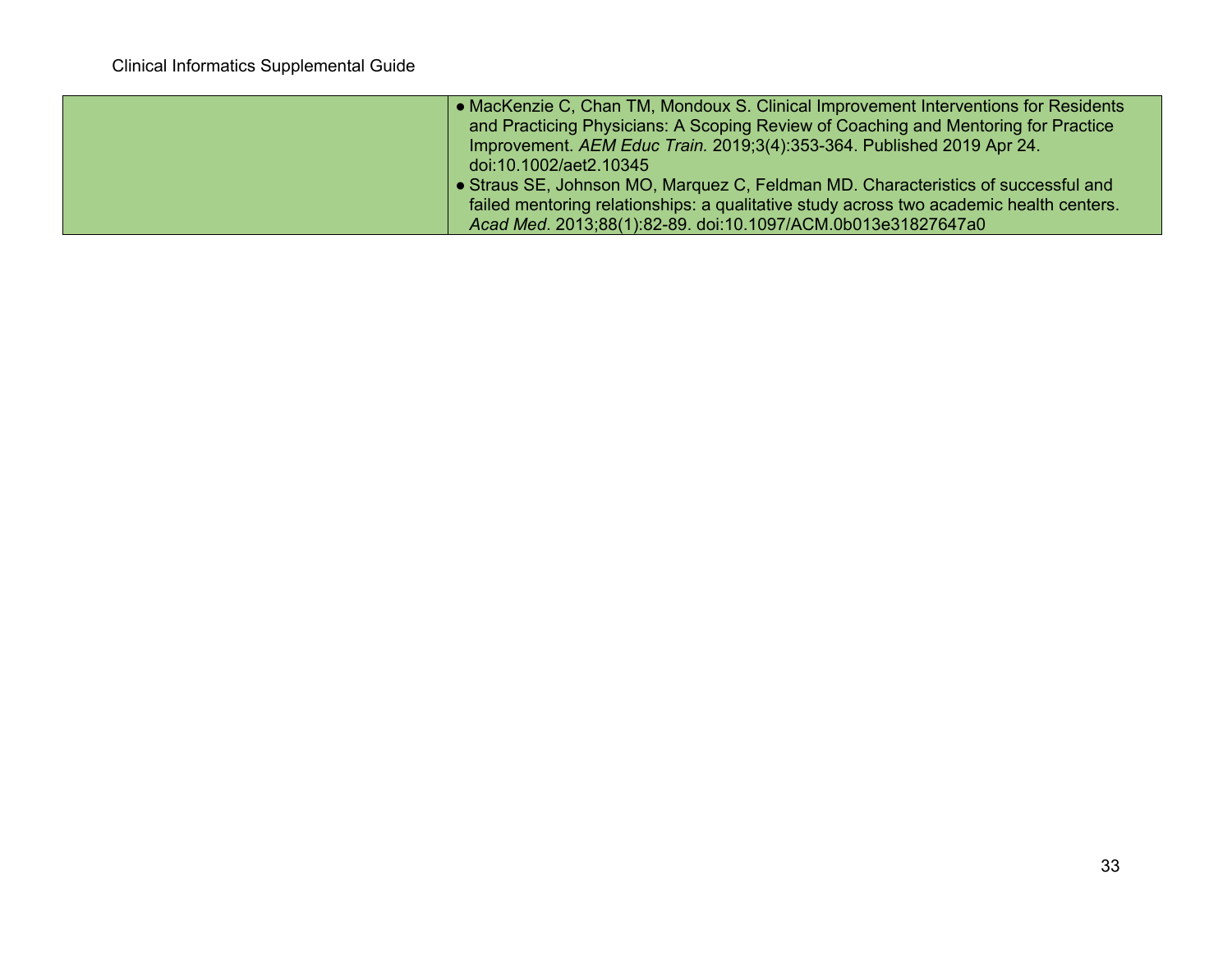| | |
|---|---|
| | • MacKenzie C, Chan TM, Mondoux S. Clinical Improvement Interventions for Residents and Practicing Physicians: A Scoping Review of Coaching and Mentoring for Practice Improvement. *AEM Educ Train.* 2019;3(4):353-364. Published 2019 Apr 24. doi:10.1002/aet2.10345<br>• Straus SE, Johnson MO, Marquez C, Feldman MD. Characteristics of successful and failed mentoring relationships: a qualitative study across two academic health centers. *Acad Med*. 2013;88(1):82-89. doi:10.1097/ACM.0b013e31827647a0 |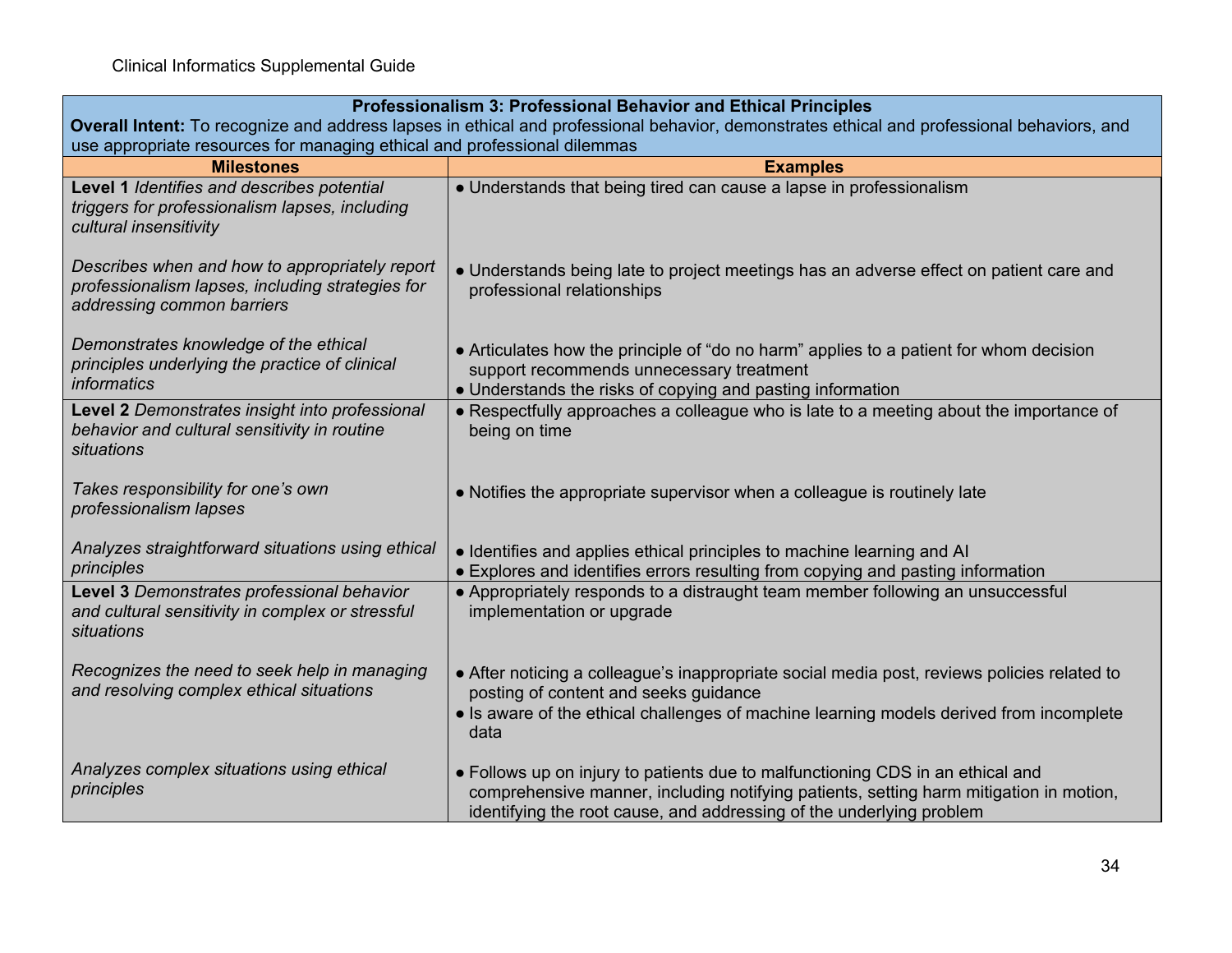| **Professionalism 3: Professional Behavior and Ethical Principles**<br>**Overall Intent:** To recognize and address lapses in ethical and professional behavior, demonstrates ethical and professional behaviors, and use appropriate resources for managing ethical and professional dilemmas | |
|---|---|
| **Milestones** | **Examples** |
| **Level 1** *Identifies and describes potential triggers for professionalism lapses, including cultural insensitivity* | ● Understands that being tired can cause a lapse in professionalism |
| *Describes when and how to appropriately report professionalism lapses, including strategies for addressing common barriers* | ● Understands being late to project meetings has an adverse effect on patient care and professional relationships |
| *Demonstrates knowledge of the ethical principles underlying the practice of clinical informatics* | ● Articulates how the principle of "do no harm" applies to a patient for whom decision support recommends unnecessary treatment<br>● Understands the risks of copying and pasting information |
| **Level 2** *Demonstrates insight into professional behavior and cultural sensitivity in routine situations* | ● Respectfully approaches a colleague who is late to a meeting about the importance of being on time |
| *Takes responsibility for one's own professionalism lapses* | ● Notifies the appropriate supervisor when a colleague is routinely late |
| *Analyzes straightforward situations using ethical principles* | ● Identifies and applies ethical principles to machine learning and AI<br>● Explores and identifies errors resulting from copying and pasting information |
| **Level 3** *Demonstrates professional behavior and cultural sensitivity in complex or stressful situations* | ● Appropriately responds to a distraught team member following an unsuccessful implementation or upgrade |
| *Recognizes the need to seek help in managing and resolving complex ethical situations* | ● After noticing a colleague's inappropriate social media post, reviews policies related to posting of content and seeks guidance<br>● Is aware of the ethical challenges of machine learning models derived from incomplete data |
| *Analyzes complex situations using ethical principles* | ● Follows up on injury to patients due to malfunctioning CDS in an ethical and comprehensive manner, including notifying patients, setting harm mitigation in motion, identifying the root cause, and addressing of the underlying problem |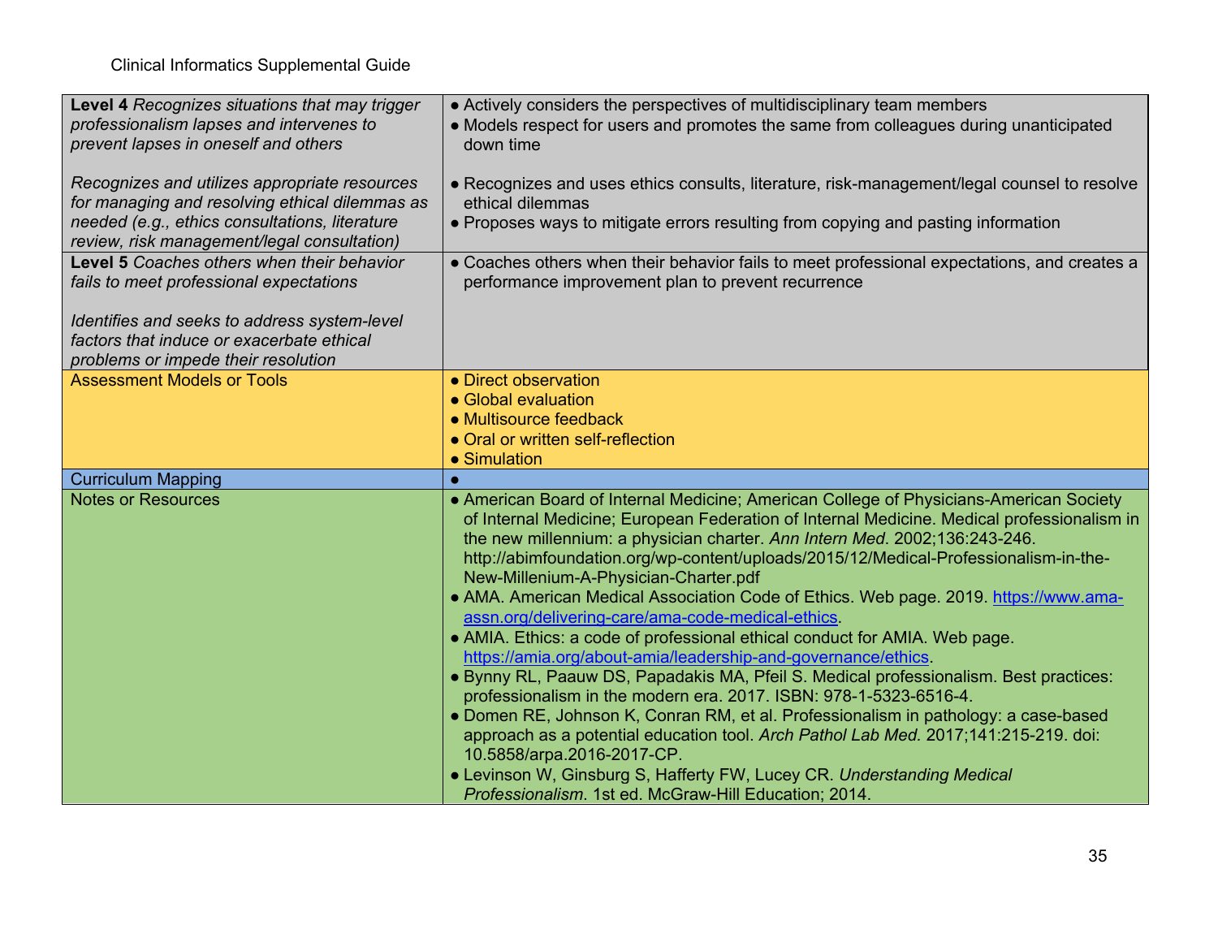| | |
|---|---|
| **Level 4** *Recognizes situations that may trigger professionalism lapses and intervenes to prevent lapses in oneself and others*<br><br>*Recognizes and utilizes appropriate resources for managing and resolving ethical dilemmas as needed (e.g., ethics consultations, literature review, risk management/legal consultation)* | • Actively considers the perspectives of multidisciplinary team members<br>• Models respect for users and promotes the same from colleagues during unanticipated down time<br><br>• Recognizes and uses ethics consults, literature, risk-management/legal counsel to resolve ethical dilemmas<br>• Proposes ways to mitigate errors resulting from copying and pasting information |
| **Level 5** *Coaches others when their behavior fails to meet professional expectations*<br><br>*Identifies and seeks to address system-level factors that induce or exacerbate ethical problems or impede their resolution* | • Coaches others when their behavior fails to meet professional expectations, and creates a performance improvement plan to prevent recurrence |
| Assessment Models or Tools | • Direct observation<br>• Global evaluation<br>• Multisource feedback<br>• Oral or written self-reflection<br>• Simulation |
| Curriculum Mapping | • |
| Notes or Resources | • American Board of Internal Medicine; American College of Physicians-American Society of Internal Medicine; European Federation of Internal Medicine. Medical professionalism in the new millennium: a physician charter. *Ann Intern Med*. 2002;136:243-246. http://abimfoundation.org/wp-content/uploads/2015/12/Medical-Professionalism-in-the-New-Millenium-A-Physician-Charter.pdf<br>• AMA. American Medical Association Code of Ethics. Web page. 2019. https://www.ama-assn.org/delivering-care/ama-code-medical-ethics.<br>• AMIA. Ethics: a code of professional ethical conduct for AMIA. Web page. https://amia.org/about-amia/leadership-and-governance/ethics.<br>• Bynny RL, Paauw DS, Papadakis MA, Pfeil S. Medical professionalism. Best practices: professionalism in the modern era. 2017. ISBN: 978-1-5323-6516-4.<br>• Domen RE, Johnson K, Conran RM, et al. Professionalism in pathology: a case-based approach as a potential education tool. *Arch Pathol Lab Med.* 2017;141:215-219. doi: 10.5858/arpa.2016-2017-CP.<br>• Levinson W, Ginsburg S, Hafferty FW, Lucey CR. *Understanding Medical Professionalism*. 1st ed. McGraw-Hill Education; 2014. |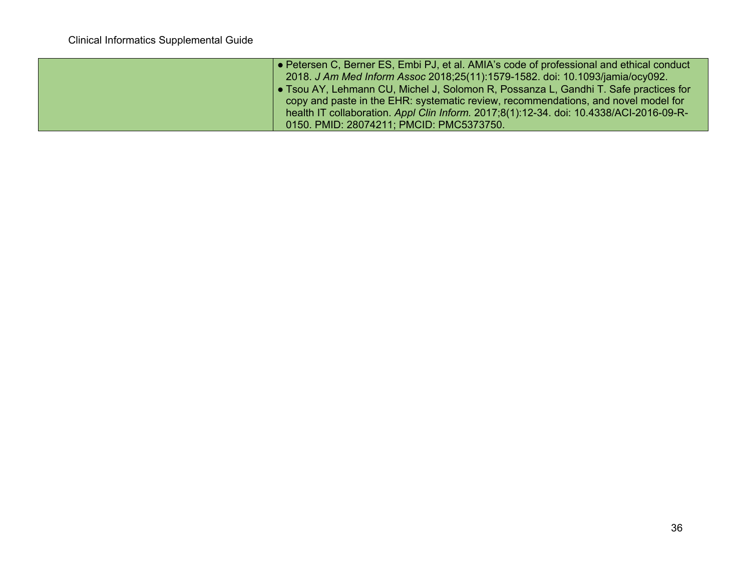| | |
|---|---|
| | ● Petersen C, Berner ES, Embi PJ, et al. AMIA's code of professional and ethical conduct 2018. *J Am Med Inform Assoc* 2018;25(11):1579-1582. doi: 10.1093/jamia/ocy092.<br>● Tsou AY, Lehmann CU, Michel J, Solomon R, Possanza L, Gandhi T. Safe practices for copy and paste in the EHR: systematic review, recommendations, and novel model for health IT collaboration. *Appl Clin Inform.* 2017;8(1):12-34. doi: 10.4338/ACI-2016-09-R-0150. PMID: 28074211; PMCID: PMC5373750. |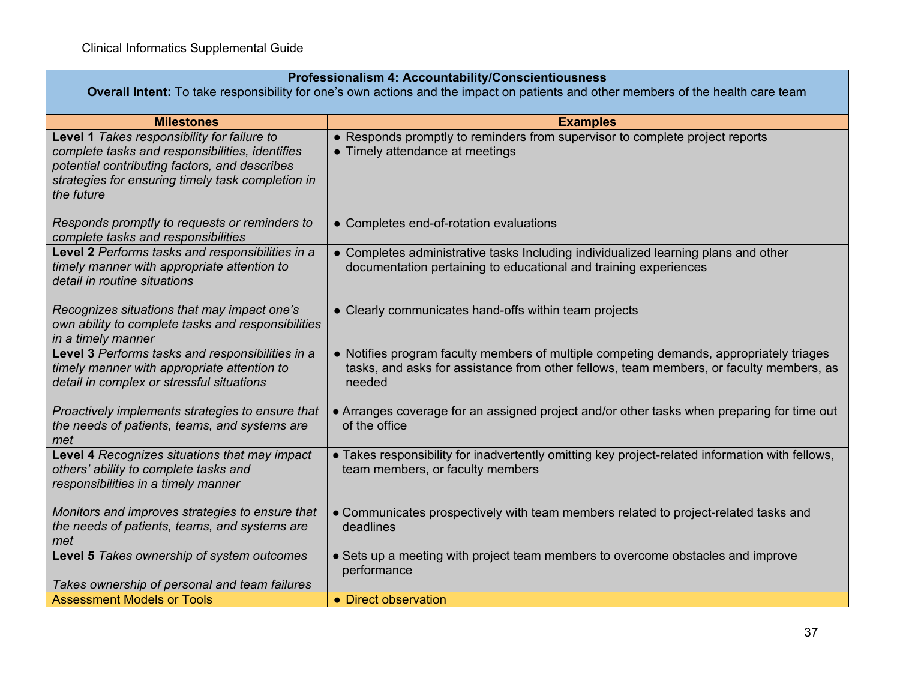| **Professionalism 4: Accountability/Conscientiousness**<br>**Overall Intent:** To take responsibility for one's own actions and the impact on patients and other members of the health care team | |
|---|---|
| **Milestones** | **Examples** |
| **Level 1** *Takes responsibility for failure to complete tasks and responsibilities, identifies potential contributing factors, and describes strategies for ensuring timely task completion in the future* | ● Responds promptly to reminders from supervisor to complete project reports<br>● Timely attendance at meetings |
| *Responds promptly to requests or reminders to complete tasks and responsibilities* | ● Completes end-of-rotation evaluations |
| **Level 2** *Performs tasks and responsibilities in a timely manner with appropriate attention to detail in routine situations* | ● Completes administrative tasks Including individualized learning plans and other documentation pertaining to educational and training experiences |
| *Recognizes situations that may impact one's own ability to complete tasks and responsibilities in a timely manner* | ● Clearly communicates hand-offs within team projects |
| **Level 3** *Performs tasks and responsibilities in a timely manner with appropriate attention to detail in complex or stressful situations* | ● Notifies program faculty members of multiple competing demands, appropriately triages tasks, and asks for assistance from other fellows, team members, or faculty members, as needed |
| *Proactively implements strategies to ensure that the needs of patients, teams, and systems are met* | ● Arranges coverage for an assigned project and/or other tasks when preparing for time out of the office |
| **Level 4** *Recognizes situations that may impact others' ability to complete tasks and responsibilities in a timely manner* | ● Takes responsibility for inadvertently omitting key project-related information with fellows, team members, or faculty members |
| *Monitors and improves strategies to ensure that the needs of patients, teams, and systems are met* | ● Communicates prospectively with team members related to project-related tasks and deadlines |
| **Level 5** *Takes ownership of system outcomes*<br><br>*Takes ownership of personal and team failures* | ● Sets up a meeting with project team members to overcome obstacles and improve performance |
| Assessment Models or Tools | ● Direct observation |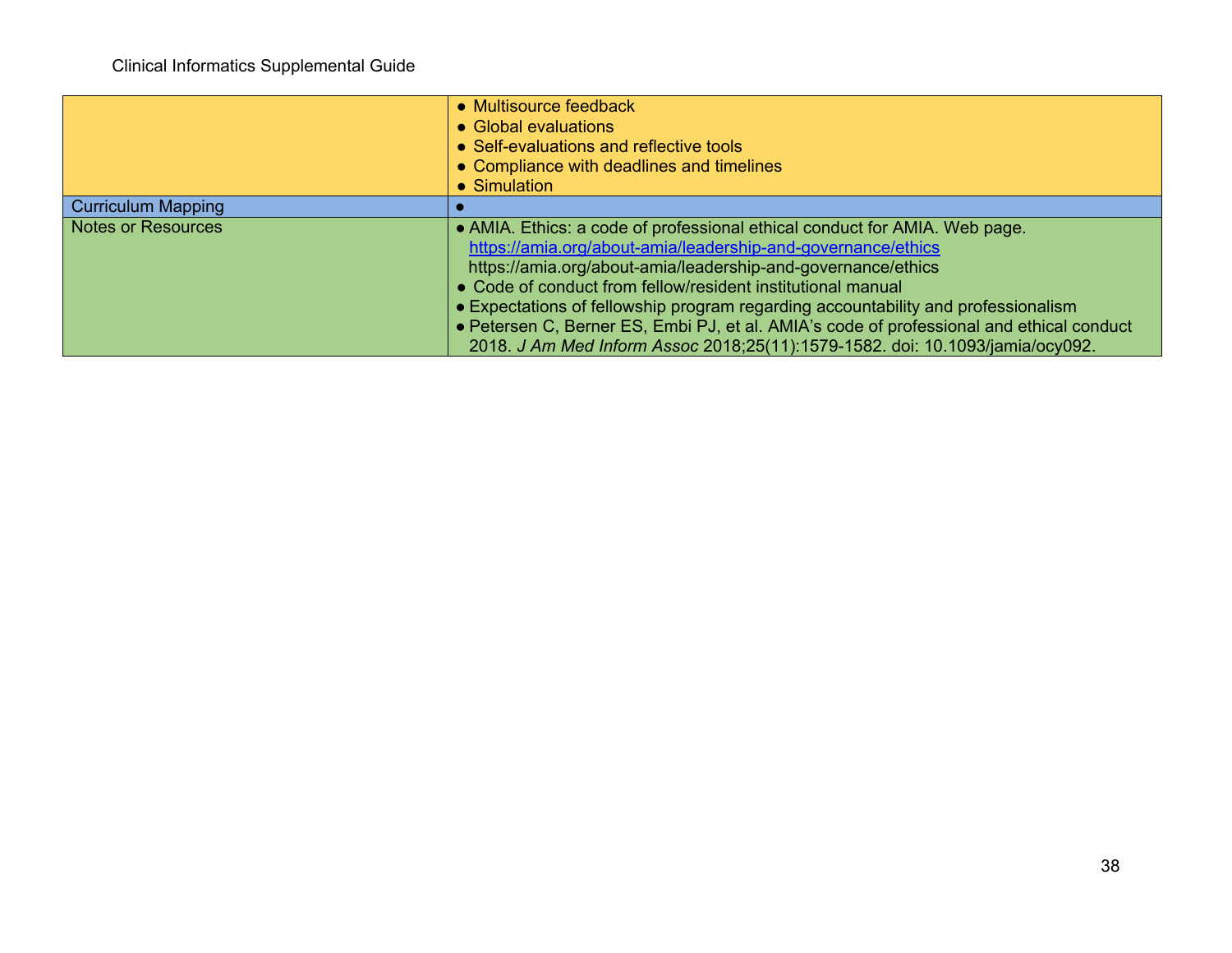| | |
|---|---|
| | ● Multisource feedback<br>● Global evaluations<br>● Self-evaluations and reflective tools<br>● Compliance with deadlines and timelines<br>● Simulation |
| Curriculum Mapping | ● |
| Notes or Resources | ● AMIA. Ethics: a code of professional ethical conduct for AMIA. Web page. [https://amia.org/about-amia/leadership-and-governance/ethics](https://amia.org/about-amia/leadership-and-governance/ethics) https://amia.org/about-amia/leadership-and-governance/ethics<br>● Code of conduct from fellow/resident institutional manual<br>● Expectations of fellowship program regarding accountability and professionalism<br>● Petersen C, Berner ES, Embi PJ, et al. AMIA's code of professional and ethical conduct 2018. *J Am Med Inform Assoc* 2018;25(11):1579-1582. doi: 10.1093/jamia/ocy092. |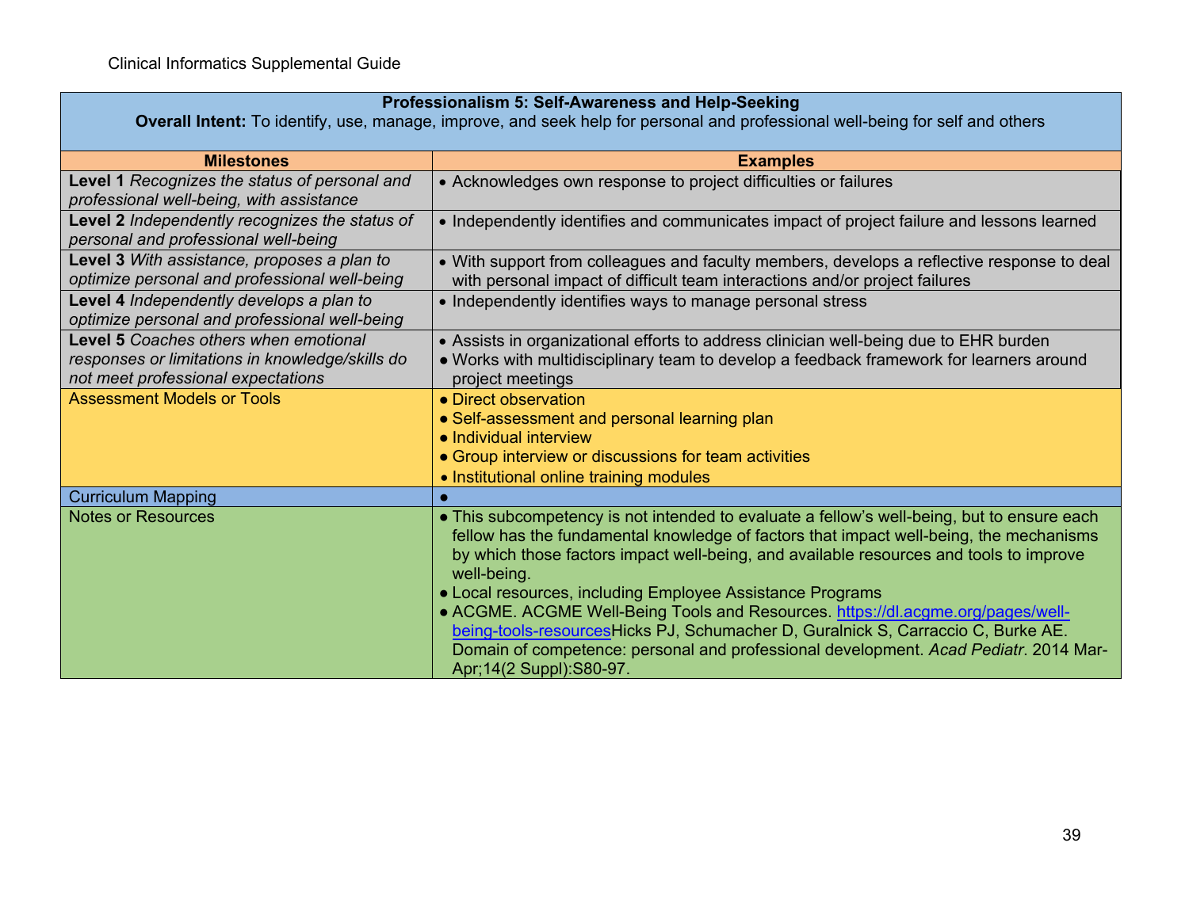| Professionalism 5: Self-Awareness and Help-Seeking<br>**Overall Intent:** To identify, use, manage, improve, and seek help for personal and professional well-being for self and others | |
|---|---|
| **Milestones** | **Examples** |
| **Level 1** *Recognizes the status of personal and professional well-being, with assistance* | • Acknowledges own response to project difficulties or failures |
| **Level 2** *Independently recognizes the status of personal and professional well-being* | • Independently identifies and communicates impact of project failure and lessons learned |
| **Level 3** *With assistance, proposes a plan to optimize personal and professional well-being* | • With support from colleagues and faculty members, develops a reflective response to deal with personal impact of difficult team interactions and/or project failures |
| **Level 4** *Independently develops a plan to optimize personal and professional well-being* | • Independently identifies ways to manage personal stress |
| **Level 5** *Coaches others when emotional responses or limitations in knowledge/skills do not meet professional expectations* | • Assists in organizational efforts to address clinician well-being due to EHR burden<br>• Works with multidisciplinary team to develop a feedback framework for learners around project meetings |
| Assessment Models or Tools | • Direct observation<br>• Self-assessment and personal learning plan<br>• Individual interview<br>• Group interview or discussions for team activities<br>• Institutional online training modules |
| Curriculum Mapping | • |
| Notes or Resources | • This subcompetency is not intended to evaluate a fellow's well-being, but to ensure each fellow has the fundamental knowledge of factors that impact well-being, the mechanisms by which those factors impact well-being, and available resources and tools to improve well-being.<br>• Local resources, including Employee Assistance Programs<br>• ACGME. ACGME Well-Being Tools and Resources. https://dl.acgme.org/pages/well-being-tools-resourcesHicks PJ, Schumacher D, Guralnick S, Carraccio C, Burke AE. Domain of competence: personal and professional development. *Acad Pediatr*. 2014 Mar-Apr;14(2 Suppl):S80-97. |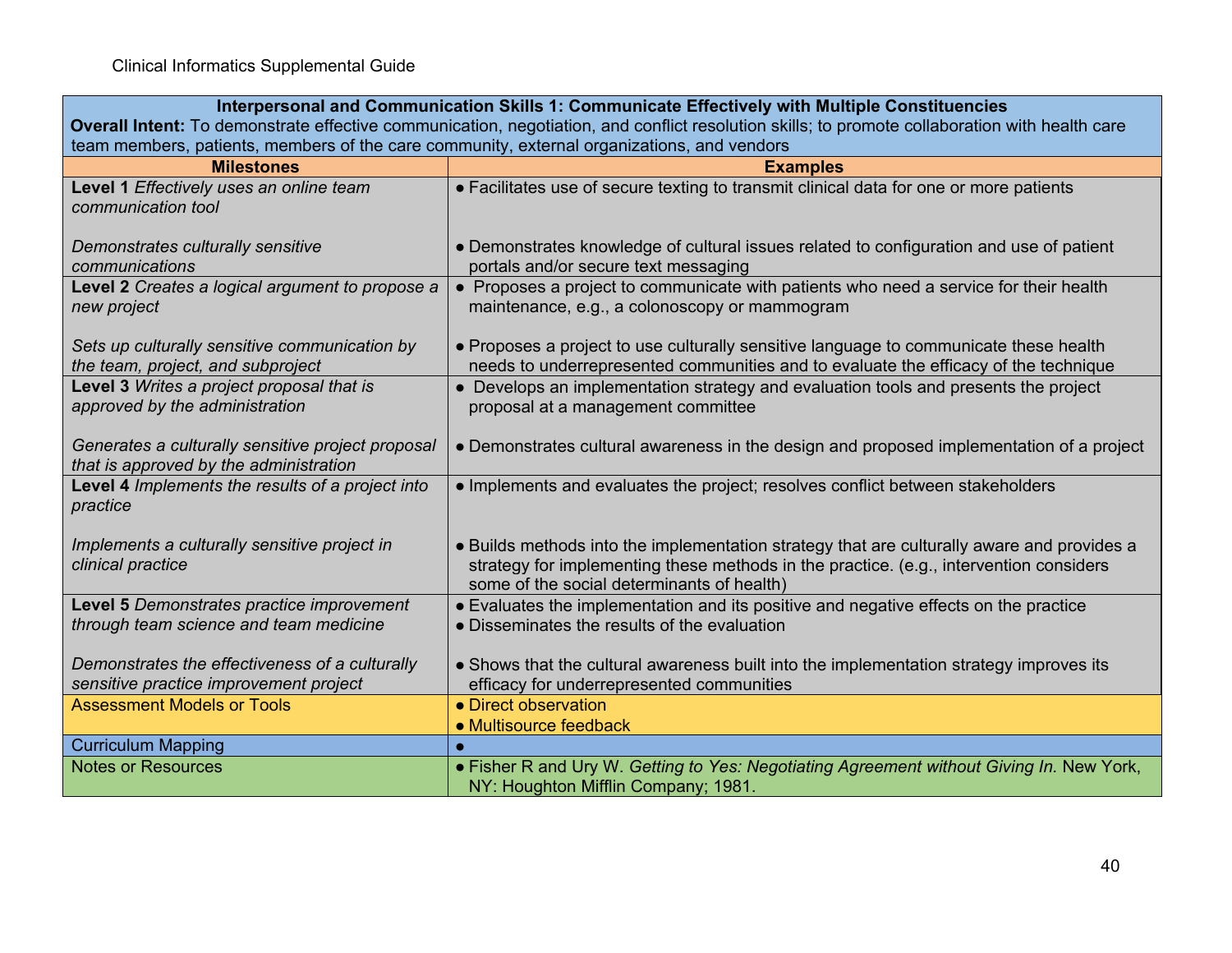| Interpersonal and Communication Skills 1: Communicate Effectively with Multiple Constituencies<br>**Overall Intent:** To demonstrate effective communication, negotiation, and conflict resolution skills; to promote collaboration with health care team members, patients, members of the care community, external organizations, and vendors | |
|---|---|
| **Milestones** | **Examples** |
| **Level 1** *Effectively uses an online team communication tool*<br><br>*Demonstrates culturally sensitive communications* | ● Facilitates use of secure texting to transmit clinical data for one or more patients<br><br>● Demonstrates knowledge of cultural issues related to configuration and use of patient portals and/or secure text messaging |
| **Level 2** *Creates a logical argument to propose a new project*<br><br>*Sets up culturally sensitive communication by the team, project, and subproject* | ● Proposes a project to communicate with patients who need a service for their health maintenance, e.g., a colonoscopy or mammogram<br><br>● Proposes a project to use culturally sensitive language to communicate these health needs to underrepresented communities and to evaluate the efficacy of the technique |
| **Level 3** *Writes a project proposal that is approved by the administration*<br><br>*Generates a culturally sensitive project proposal that is approved by the administration* | ● Develops an implementation strategy and evaluation tools and presents the project proposal at a management committee<br><br>● Demonstrates cultural awareness in the design and proposed implementation of a project |
| **Level 4** *Implements the results of a project into practice*<br><br>*Implements a culturally sensitive project in clinical practice* | ● Implements and evaluates the project; resolves conflict between stakeholders<br><br>● Builds methods into the implementation strategy that are culturally aware and provides a strategy for implementing these methods in the practice. (e.g., intervention considers some of the social determinants of health) |
| **Level 5** *Demonstrates practice improvement through team science and team medicine*<br><br>*Demonstrates the effectiveness of a culturally sensitive practice improvement project* | ● Evaluates the implementation and its positive and negative effects on the practice<br>● Disseminates the results of the evaluation<br><br>● Shows that the cultural awareness built into the implementation strategy improves its efficacy for underrepresented communities |
| Assessment Models or Tools | ● Direct observation<br>● Multisource feedback |
| Curriculum Mapping | ● |
| Notes or Resources | ● Fisher R and Ury W. *Getting to Yes: Negotiating Agreement without Giving In*. New York, NY: Houghton Mifflin Company; 1981. |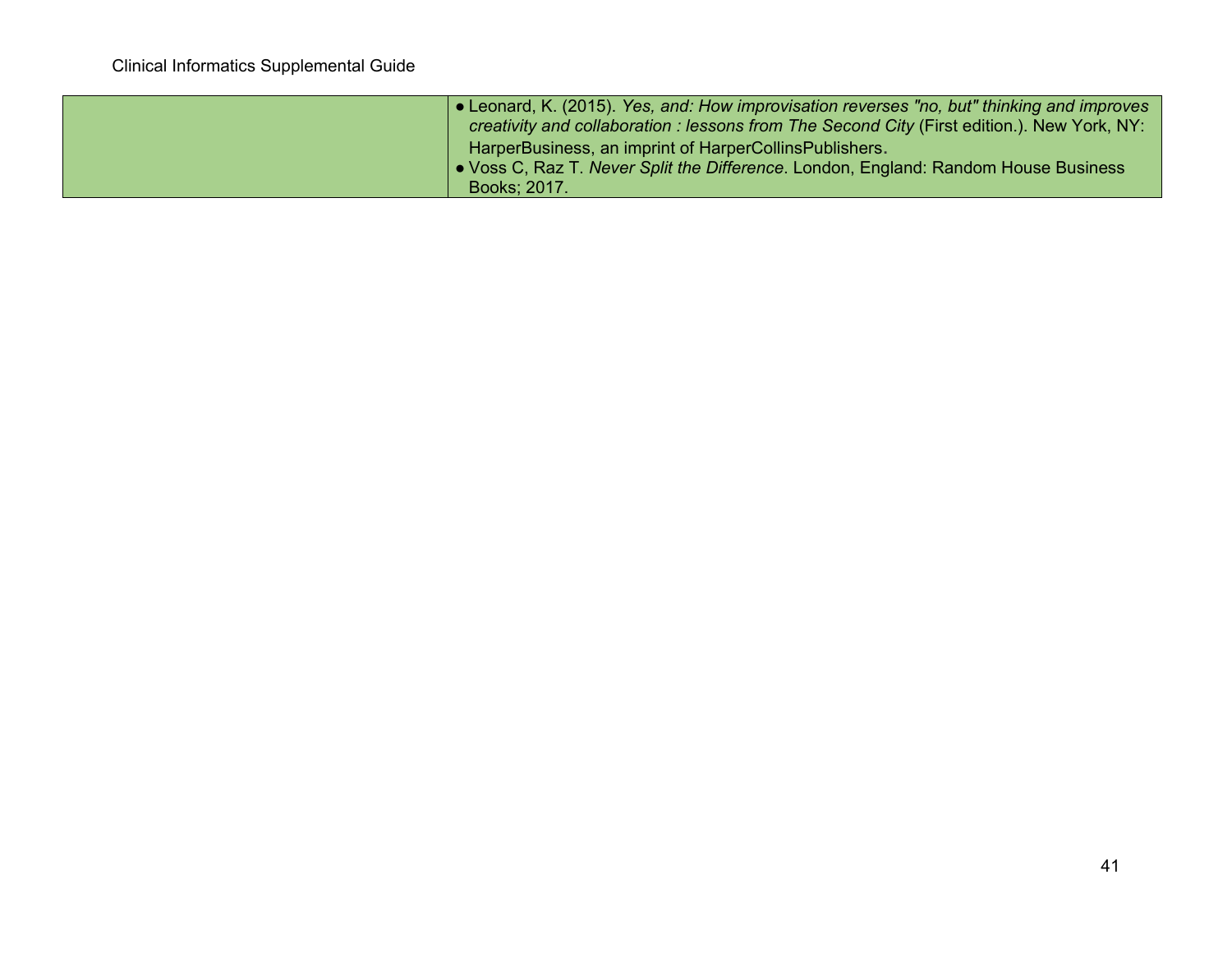| | |
|---|---|
| | • Leonard, K. (2015). *Yes, and: How improvisation reverses "no, but" thinking and improves creativity and collaboration : lessons from The Second City* (First edition.). New York, NY: HarperBusiness, an imprint of HarperCollinsPublishers.<br>• Voss C, Raz T. *Never Split the Difference*. London, England: Random House Business Books; 2017. |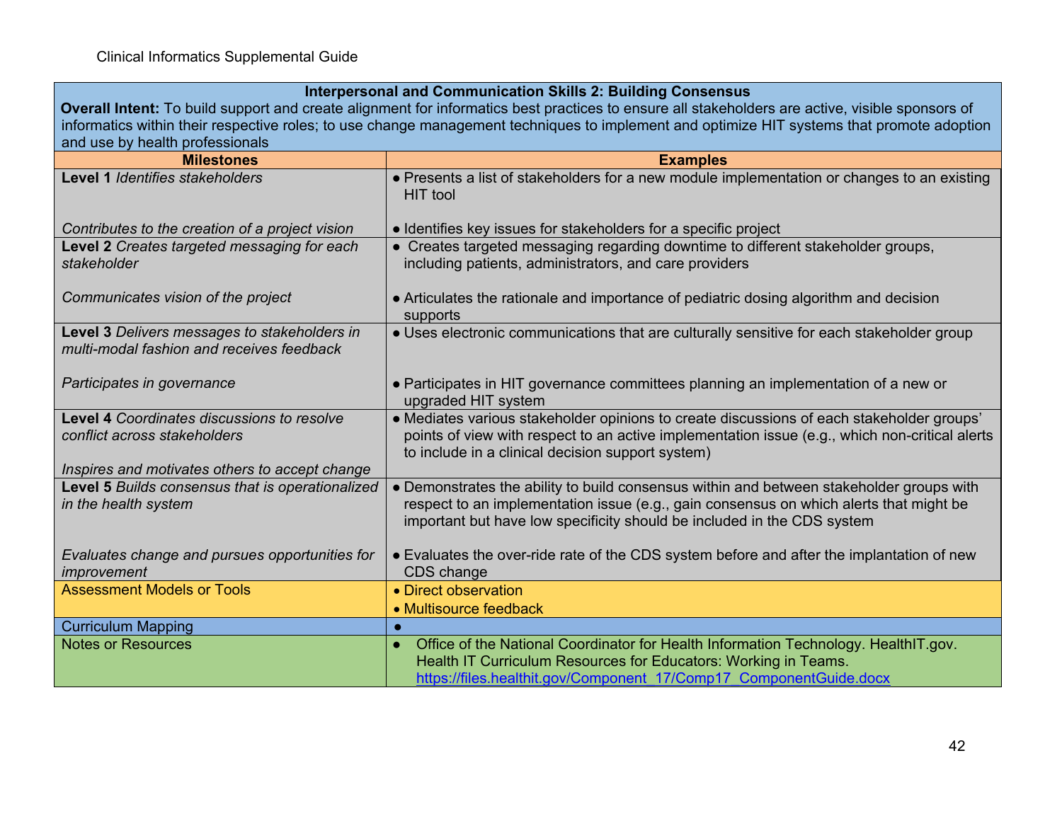| Interpersonal and Communication Skills 2: Building Consensus | |
|---|---|
| **Overall Intent:** To build support and create alignment for informatics best practices to ensure all stakeholders are active, visible sponsors of informatics within their respective roles; to use change management techniques to implement and optimize HIT systems that promote adoption and use by health professionals | |
| **Milestones** | **Examples** |
| **Level 1** *Identifies stakeholders*<br><br>*Contributes to the creation of a project vision* | ● Presents a list of stakeholders for a new module implementation or changes to an existing HIT tool<br><br>● Identifies key issues for stakeholders for a specific project |
| **Level 2** *Creates targeted messaging for each stakeholder*<br><br>*Communicates vision of the project* | ● Creates targeted messaging regarding downtime to different stakeholder groups, including patients, administrators, and care providers<br><br>● Articulates the rationale and importance of pediatric dosing algorithm and decision supports |
| **Level 3** *Delivers messages to stakeholders in multi-modal fashion and receives feedback*<br><br>*Participates in governance* | ● Uses electronic communications that are culturally sensitive for each stakeholder group<br><br>● Participates in HIT governance committees planning an implementation of a new or upgraded HIT system |
| **Level 4** *Coordinates discussions to resolve conflict across stakeholders*<br><br>*Inspires and motivates others to accept change* | ● Mediates various stakeholder opinions to create discussions of each stakeholder groups' points of view with respect to an active implementation issue (e.g., which non-critical alerts to include in a clinical decision support system) |
| **Level 5** *Builds consensus that is operationalized in the health system*<br><br>*Evaluates change and pursues opportunities for improvement* | ● Demonstrates the ability to build consensus within and between stakeholder groups with respect to an implementation issue (e.g., gain consensus on which alerts that might be important but have low specificity should be included in the CDS system<br><br>● Evaluates the over-ride rate of the CDS system before and after the implantation of new CDS change |
| Assessment Models or Tools | ● Direct observation<br>● Multisource feedback |
| Curriculum Mapping | ● |
| Notes or Resources | ● Office of the National Coordinator for Health Information Technology. HealthIT.gov. Health IT Curriculum Resources for Educators: Working in Teams. https://files.healthit.gov/Component_17/Comp17_ComponentGuide.docx |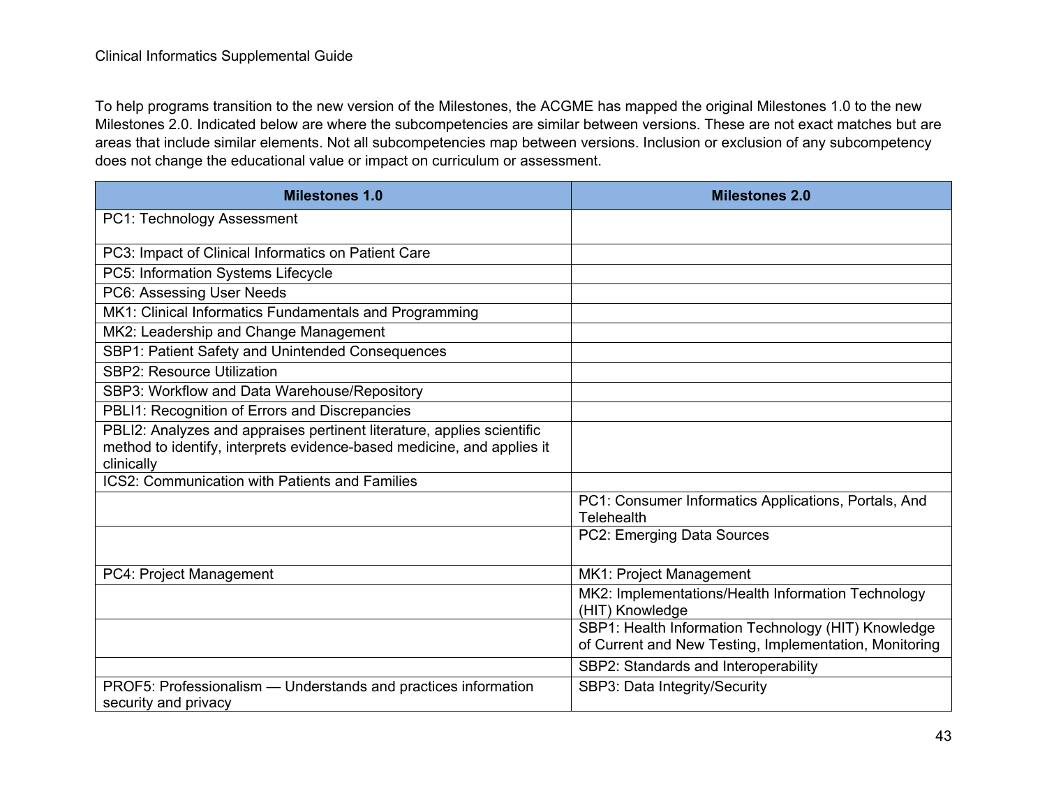To help programs transition to the new version of the Milestones, the ACGME has mapped the original Milestones 1.0 to the new Milestones 2.0. Indicated below are where the subcompetencies are similar between versions. These are not exact matches but are areas that include similar elements. Not all subcompetencies map between versions. Inclusion or exclusion of any subcompetency does not change the educational value or impact on curriculum or assessment.

| Milestones 1.0 | Milestones 2.0 |
|---|---|
| PC1: Technology Assessment | |
| PC3: Impact of Clinical Informatics on Patient Care | |
| PC5: Information Systems Lifecycle | |
| PC6: Assessing User Needs | |
| MK1: Clinical Informatics Fundamentals and Programming | |
| MK2: Leadership and Change Management | |
| SBP1: Patient Safety and Unintended Consequences | |
| SBP2: Resource Utilization | |
| SBP3: Workflow and Data Warehouse/Repository | |
| PBLI1: Recognition of Errors and Discrepancies | |
| PBLI2: Analyzes and appraises pertinent literature, applies scientific method to identify, interprets evidence-based medicine, and applies it clinically | |
| ICS2: Communication with Patients and Families | |
| | PC1: Consumer Informatics Applications, Portals, And Telehealth |
| | PC2: Emerging Data Sources |
| PC4: Project Management | MK1: Project Management |
| | MK2: Implementations/Health Information Technology (HIT) Knowledge |
| | SBP1: Health Information Technology (HIT) Knowledge of Current and New Testing, Implementation, Monitoring |
| | SBP2: Standards and Interoperability |
| PROF5: Professionalism — Understands and practices information security and privacy | SBP3: Data Integrity/Security |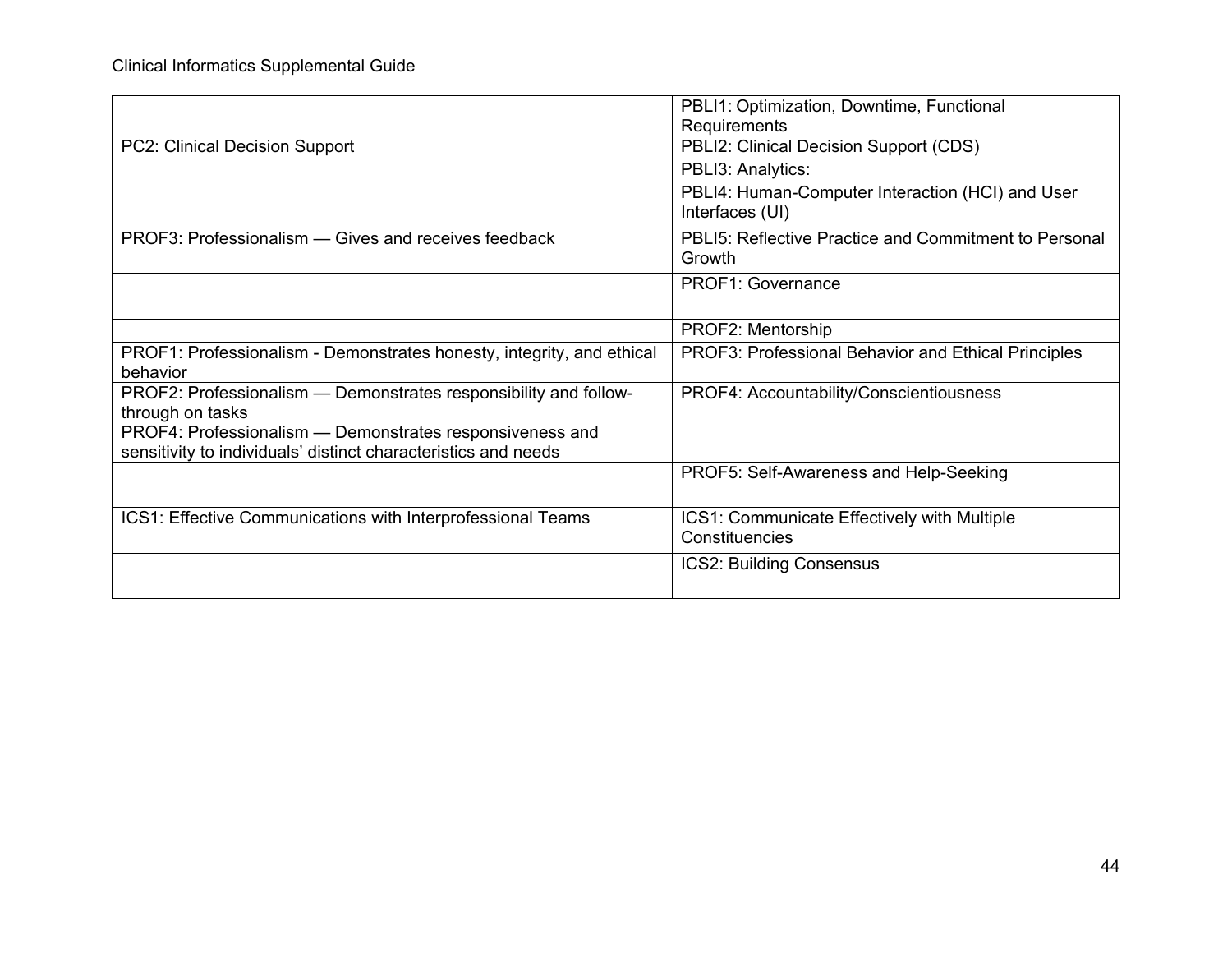| | |
|---|---|
| | PBLI1: Optimization, Downtime, Functional Requirements |
| PC2: Clinical Decision Support | PBLI2: Clinical Decision Support (CDS) |
| | PBLI3: Analytics: |
| | PBLI4: Human-Computer Interaction (HCI) and User Interfaces (UI) |
| PROF3: Professionalism — Gives and receives feedback | PBLI5: Reflective Practice and Commitment to Personal Growth |
| | PROF1: Governance |
| | PROF2: Mentorship |
| PROF1: Professionalism - Demonstrates honesty, integrity, and ethical behavior | PROF3: Professional Behavior and Ethical Principles |
| PROF2: Professionalism — Demonstrates responsibility and follow-through on tasks<br>PROF4: Professionalism — Demonstrates responsiveness and sensitivity to individuals' distinct characteristics and needs | PROF4: Accountability/Conscientiousness |
| | PROF5: Self-Awareness and Help-Seeking |
| ICS1: Effective Communications with Interprofessional Teams | ICS1: Communicate Effectively with Multiple Constituencies |
| | ICS2: Building Consensus |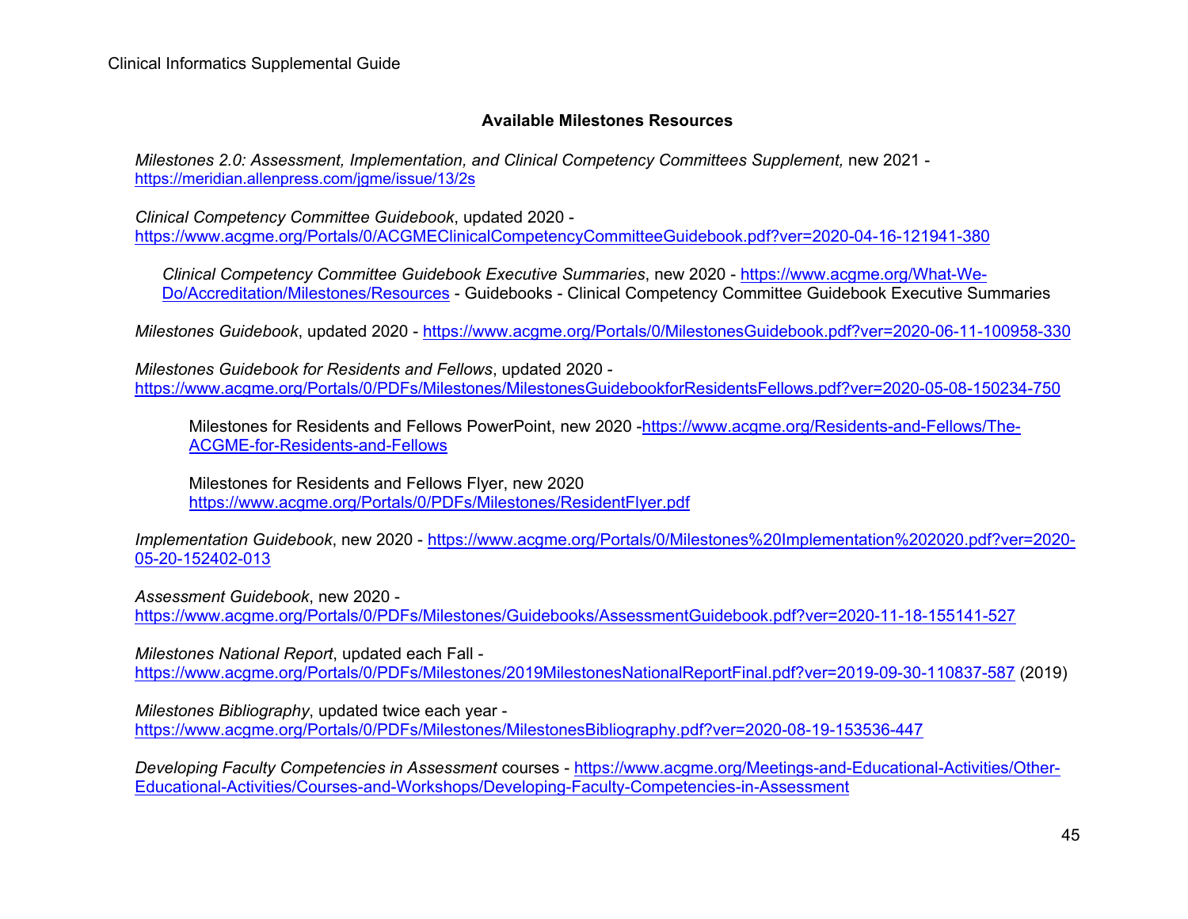## Available Milestones Resources

*Milestones 2.0: Assessment, Implementation, and Clinical Competency Committees Supplement,* new 2021 - https://meridian.allenpress.com/jgme/issue/13/2s

*Clinical Competency Committee Guidebook*, updated 2020 - https://www.acgme.org/Portals/0/ACGMEClinicalCompetencyCommitteeGuidebook.pdf?ver=2020-04-16-121941-380

> *Clinical Competency Committee Guidebook Executive Summaries*, new 2020 - https://www.acgme.org/What-We-Do/Accreditation/Milestones/Resources - Guidebooks - Clinical Competency Committee Guidebook Executive Summaries

*Milestones Guidebook*, updated 2020 - https://www.acgme.org/Portals/0/MilestonesGuidebook.pdf?ver=2020-06-11-100958-330

*Milestones Guidebook for Residents and Fellows*, updated 2020 - https://www.acgme.org/Portals/0/PDFs/Milestones/MilestonesGuidebookforResidentsFellows.pdf?ver=2020-05-08-150234-750

> Milestones for Residents and Fellows PowerPoint, new 2020 -https://www.acgme.org/Residents-and-Fellows/The-ACGME-for-Residents-and-Fellows
>
> Milestones for Residents and Fellows Flyer, new 2020 https://www.acgme.org/Portals/0/PDFs/Milestones/ResidentFlyer.pdf

*Implementation Guidebook*, new 2020 - https://www.acgme.org/Portals/0/Milestones%20Implementation%202020.pdf?ver=2020-05-20-152402-013

*Assessment Guidebook*, new 2020 - https://www.acgme.org/Portals/0/PDFs/Milestones/Guidebooks/AssessmentGuidebook.pdf?ver=2020-11-18-155141-527

*Milestones National Report*, updated each Fall - https://www.acgme.org/Portals/0/PDFs/Milestones/2019MilestonesNationalReportFinal.pdf?ver=2019-09-30-110837-587 (2019)

*Milestones Bibliography*, updated twice each year - https://www.acgme.org/Portals/0/PDFs/Milestones/MilestonesBibliography.pdf?ver=2020-08-19-153536-447

*Developing Faculty Competencies in Assessment* courses - https://www.acgme.org/Meetings-and-Educational-Activities/Other-Educational-Activities/Courses-and-Workshops/Developing-Faculty-Competencies-in-Assessment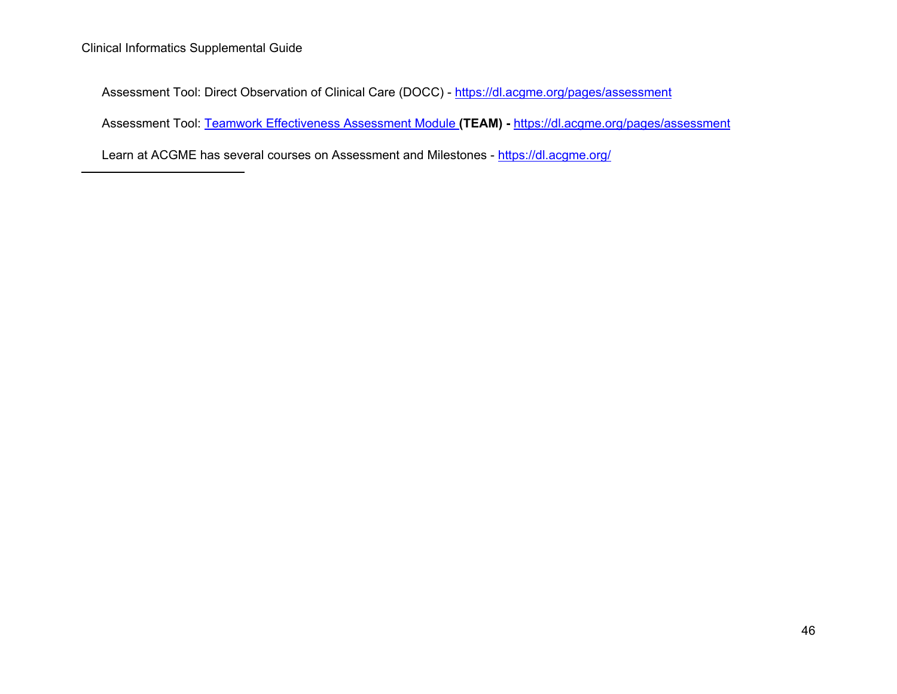Assessment Tool: Direct Observation of Clinical Care (DOCC) - https://dl.acgme.org/pages/assessment

Assessment Tool: Teamwork Effectiveness Assessment Module **(TEAM) -** https://dl.acgme.org/pages/assessment

Learn at ACGME has several courses on Assessment and Milestones - https://dl.acgme.org/